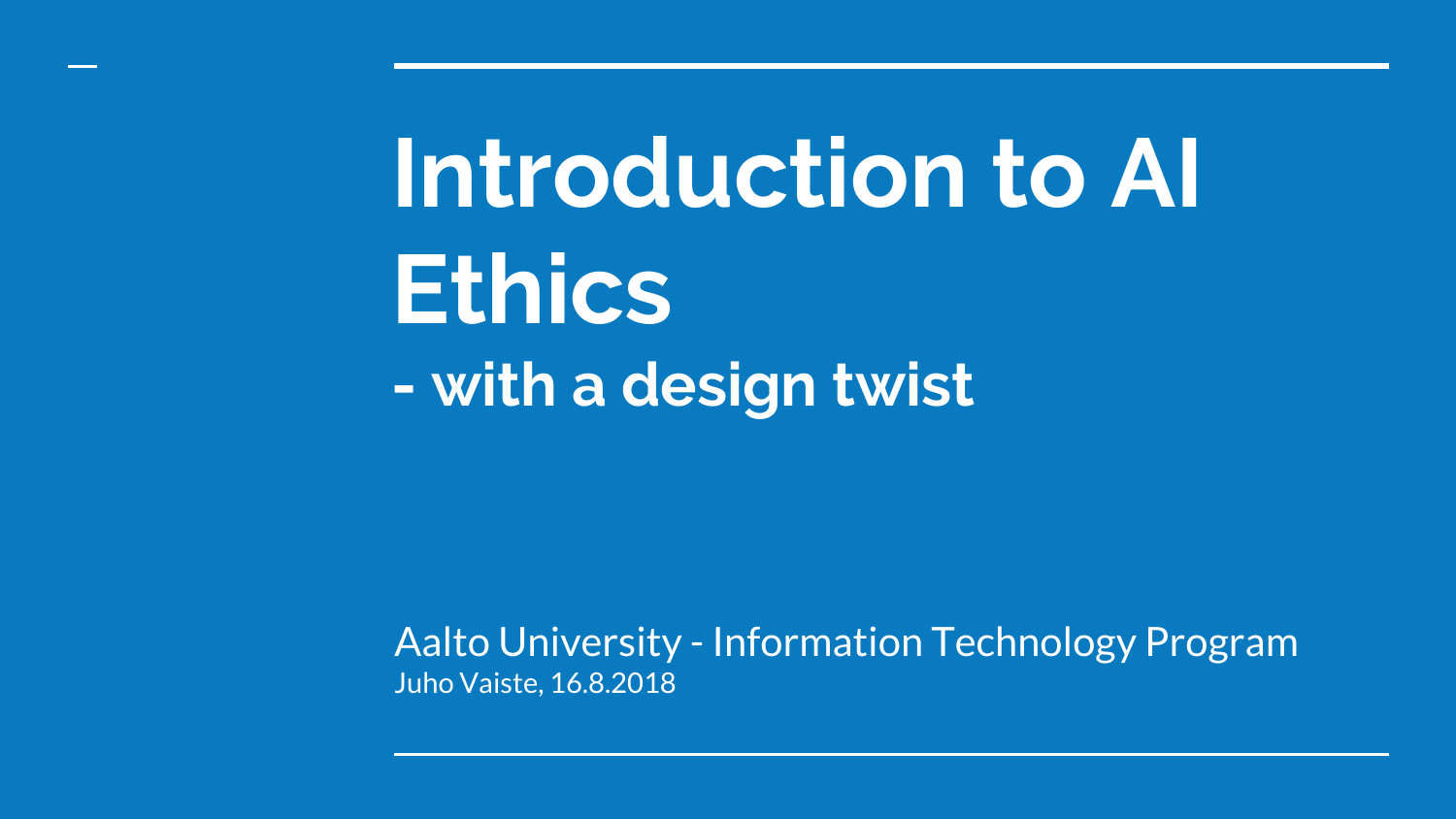# Introduction to AI Ethics

## - with a design twist

Aalto University - Information Technology Program

Juho Vaiste, 16.8.2018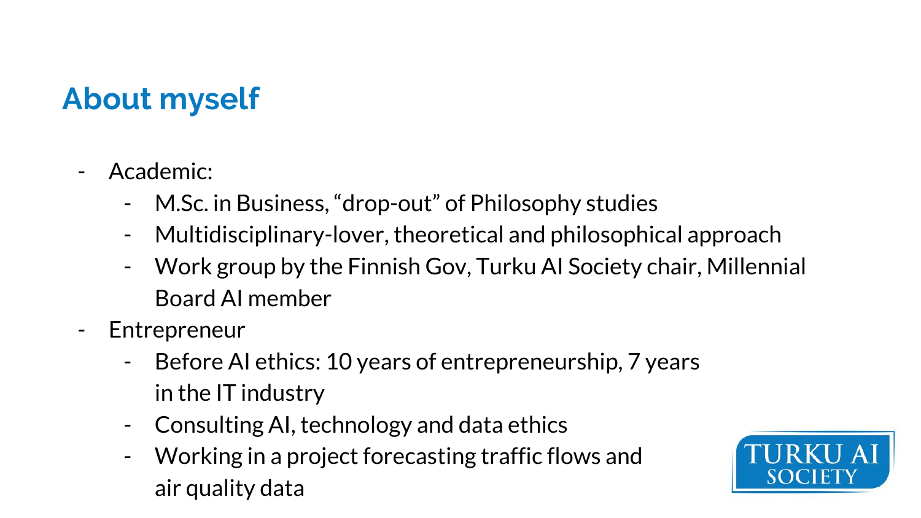## About myself

- Academic:
  - M.Sc. in Business, “drop-out” of Philosophy studies
  - Multidisciplinary-lover, theoretical and philosophical approach
  - Work group by the Finnish Gov, Turku AI Society chair, Millennial Board AI member
- Entrepreneur
  - Before AI ethics: 10 years of entrepreneurship, 7 years in the IT industry
  - Consulting AI, technology and data ethics
  - Working in a project forecasting traffic flows and air quality data

TURKU AI SOCIETY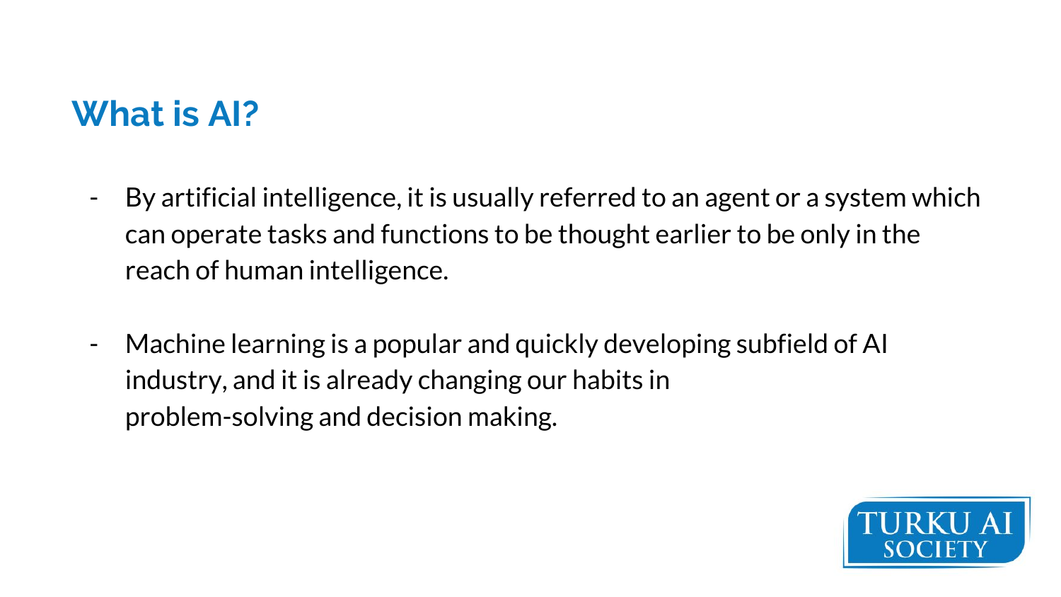# What is AI?

- By artificial intelligence, it is usually referred to an agent or a system which can operate tasks and functions to be thought earlier to be only in the reach of human intelligence.

- Machine learning is a popular and quickly developing subfield of AI industry, and it is already changing our habits in problem-solving and decision making.

TURKU AI SOCIETY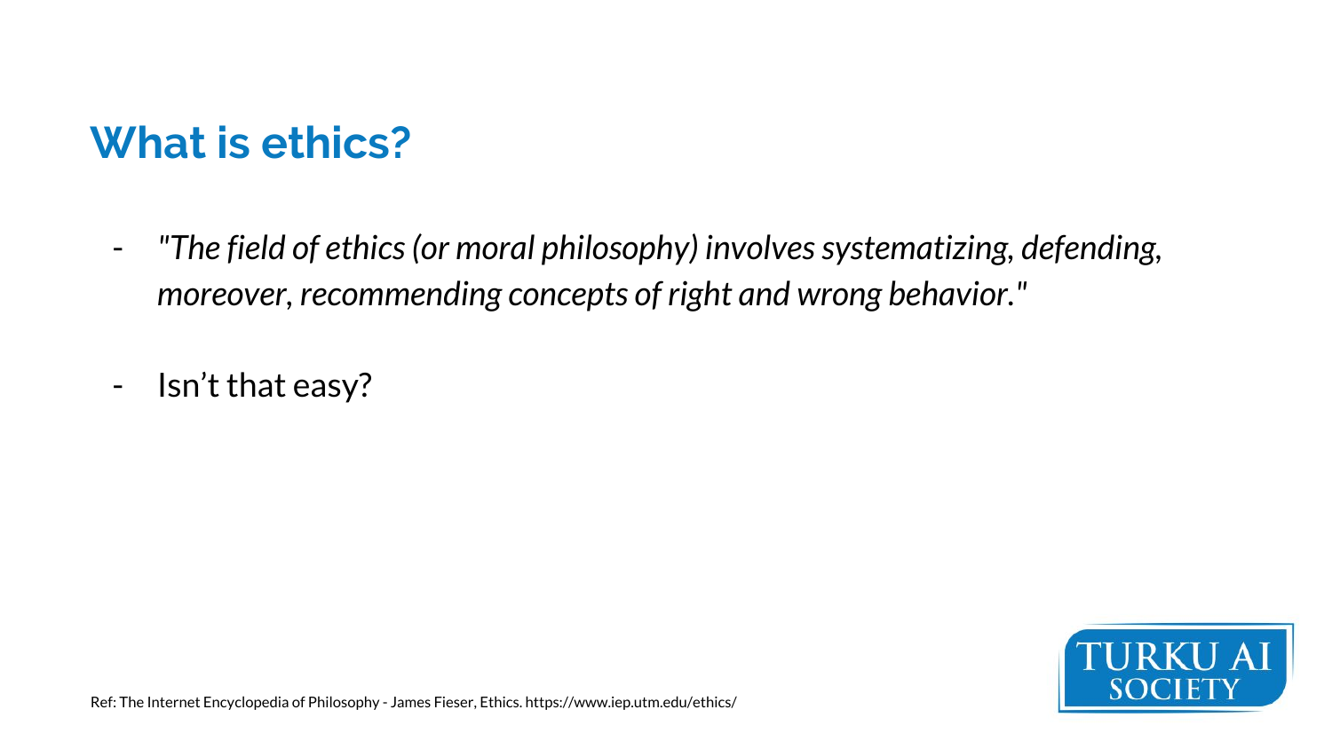## What is ethics?

- *"The field of ethics (or moral philosophy) involves systematizing, defending, moreover, recommending concepts of right and wrong behavior."*
- Isn't that easy?

Ref: The Internet Encyclopedia of Philosophy - James Fieser, Ethics. https://www.iep.utm.edu/ethics/

TURKU AI SOCIETY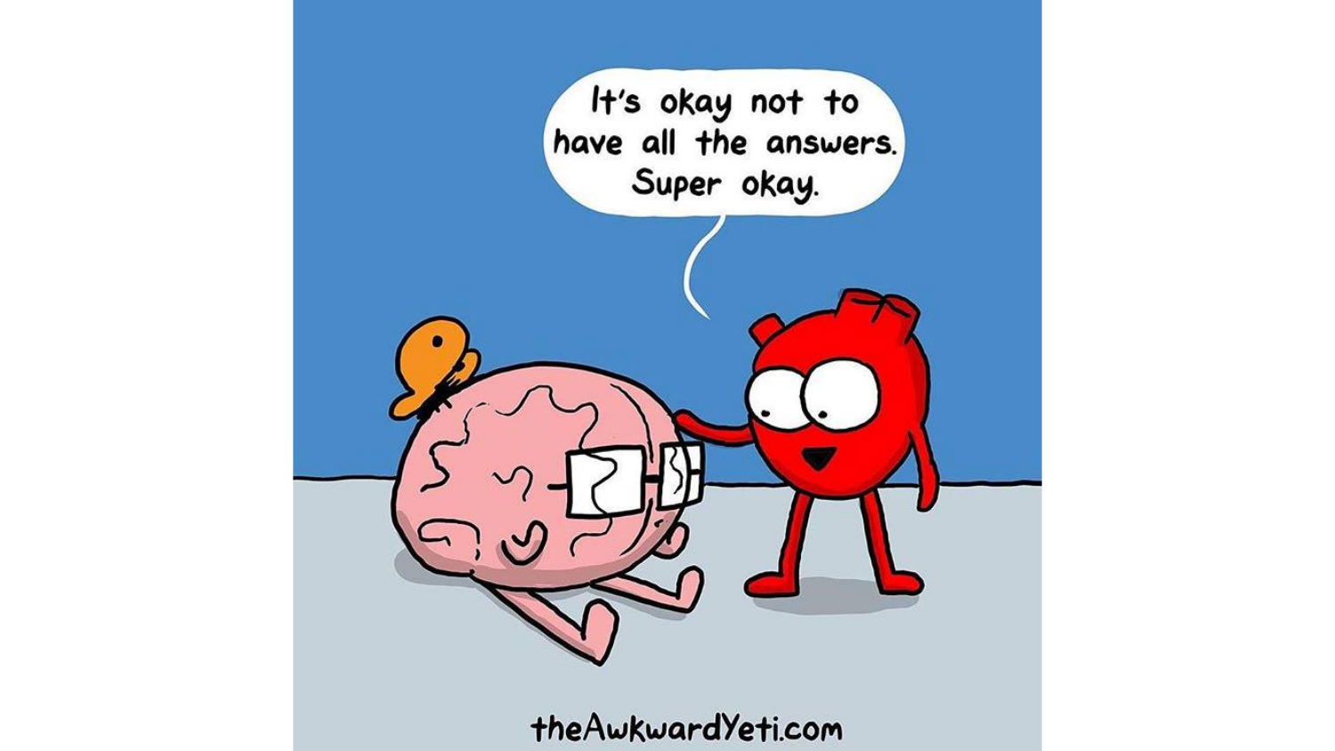It's okay not to have all the answers. Super okay.

theAwkwardYeti.com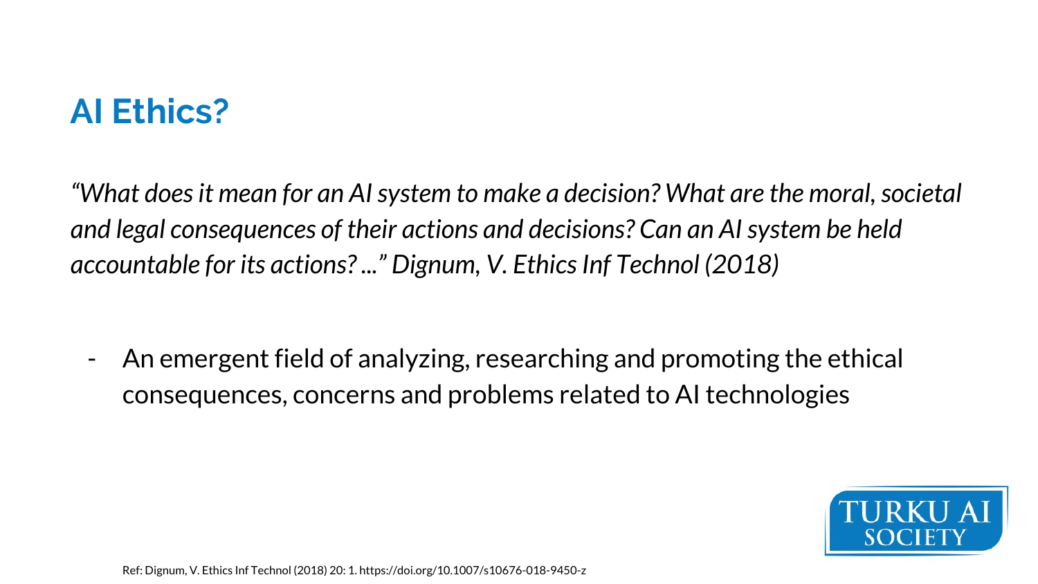## AI Ethics?

*“What does it mean for an AI system to make a decision? What are the moral, societal and legal consequences of their actions and decisions? Can an AI system be held accountable for its actions? ...” Dignum, V. Ethics Inf Technol (2018)*

- An emergent field of analyzing, researching and promoting the ethical consequences, concerns and problems related to AI technologies

TURKU AI SOCIETY

Ref: Dignum, V. Ethics Inf Technol (2018) 20: 1. https://doi.org/10.1007/s10676-018-9450-z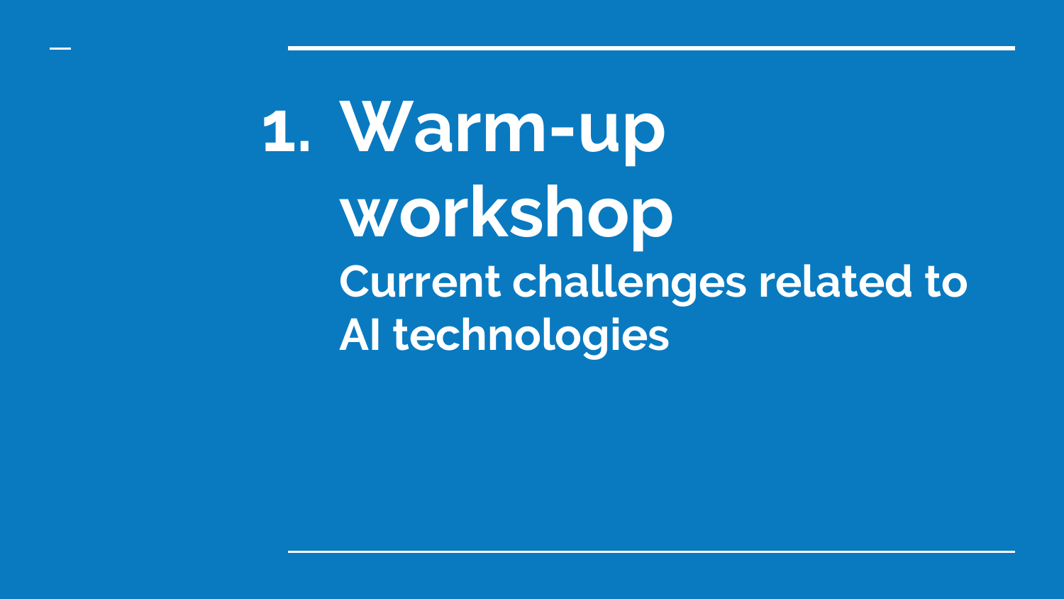# 1. Warm-up workshop

## Current challenges related to AI technologies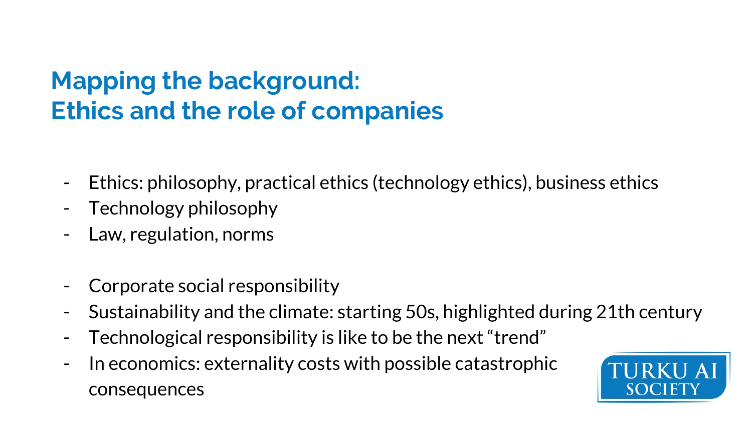# Mapping the background: Ethics and the role of companies

- Ethics: philosophy, practical ethics (technology ethics), business ethics
- Technology philosophy
- Law, regulation, norms

- Corporate social responsibility
- Sustainability and the climate: starting 50s, highlighted during 21th century
- Technological responsibility is like to be the next “trend”
- In economics: externality costs with possible catastrophic consequences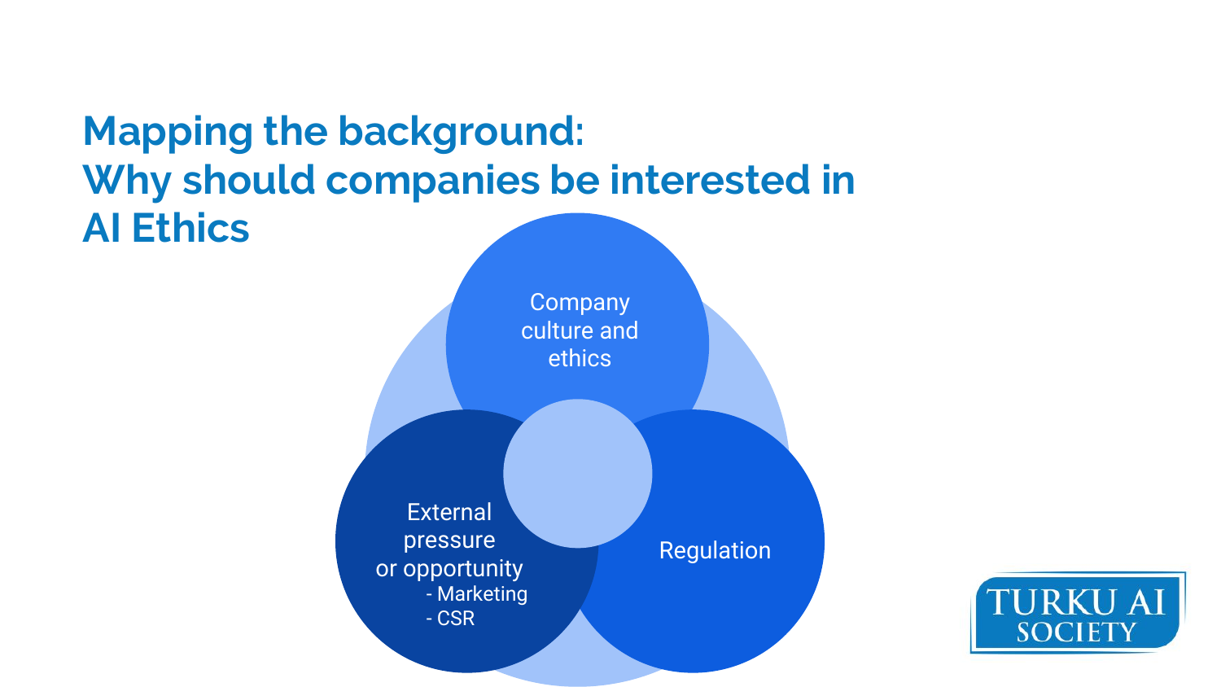# Mapping the background: Why should companies be interested in AI Ethics

Company culture and ethics

External pressure or opportunity

- Marketing
- CSR

Regulation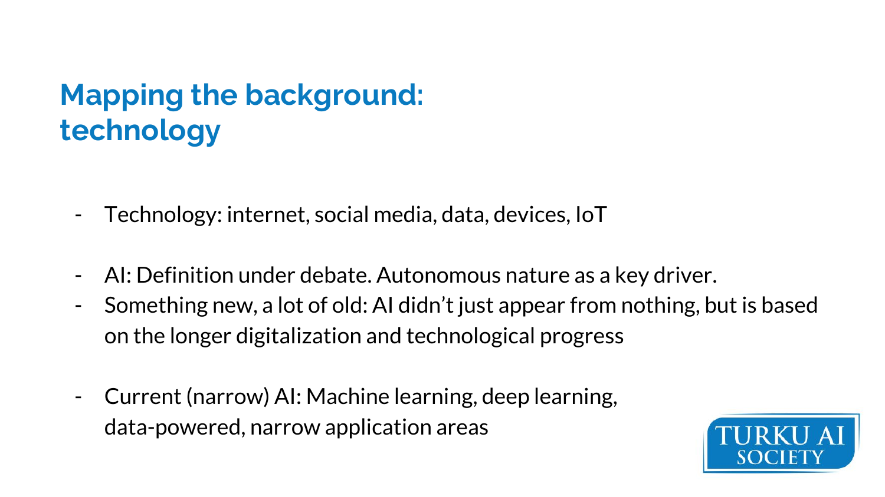# Mapping the background: technology

- Technology: internet, social media, data, devices, IoT

- AI: Definition under debate. Autonomous nature as a key driver.
- Something new, a lot of old: AI didn't just appear from nothing, but is based on the longer digitalization and technological progress

- Current (narrow) AI: Machine learning, deep learning, data-powered, narrow application areas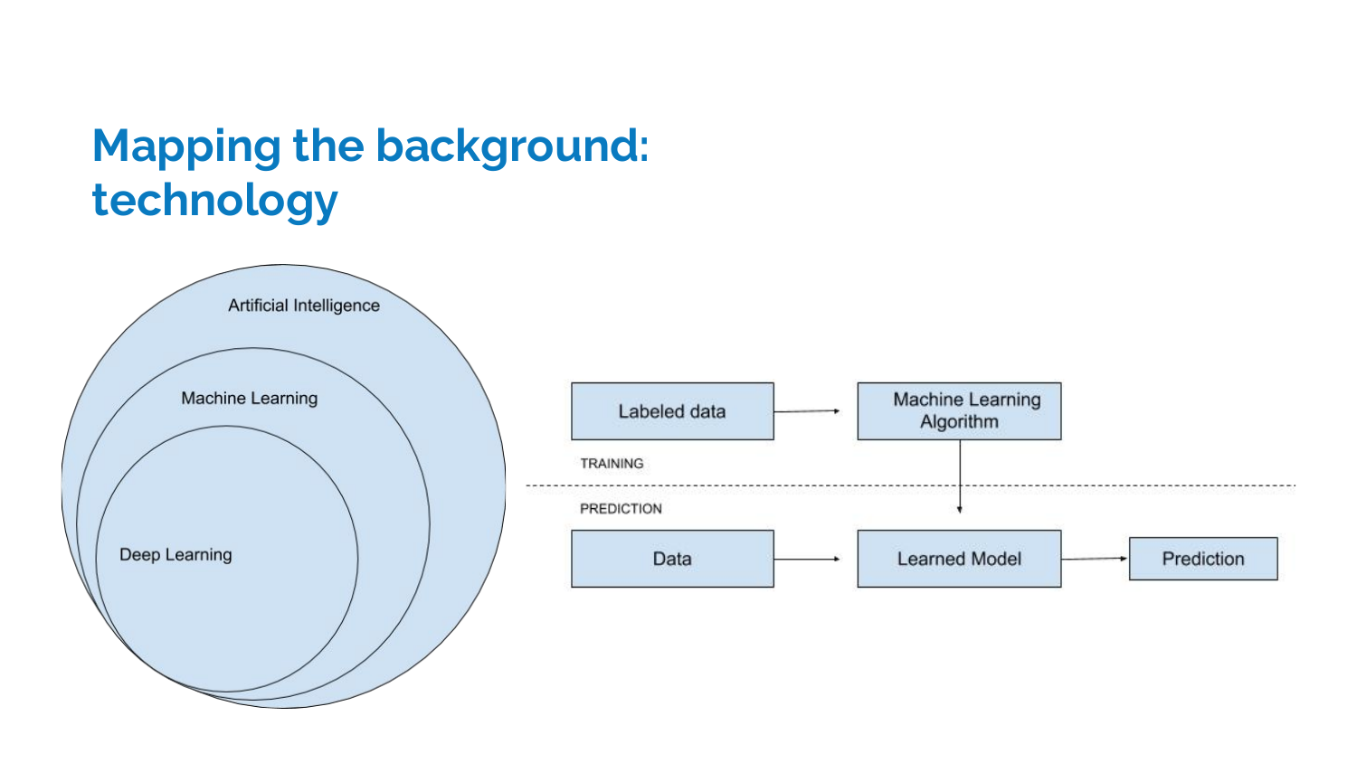# Mapping the background: technology

Artificial Intelligence

Machine Learning

Deep Learning

Labeled data → Machine Learning Algorithm

TRAINING

PREDICTION

Data → Learned Model → Prediction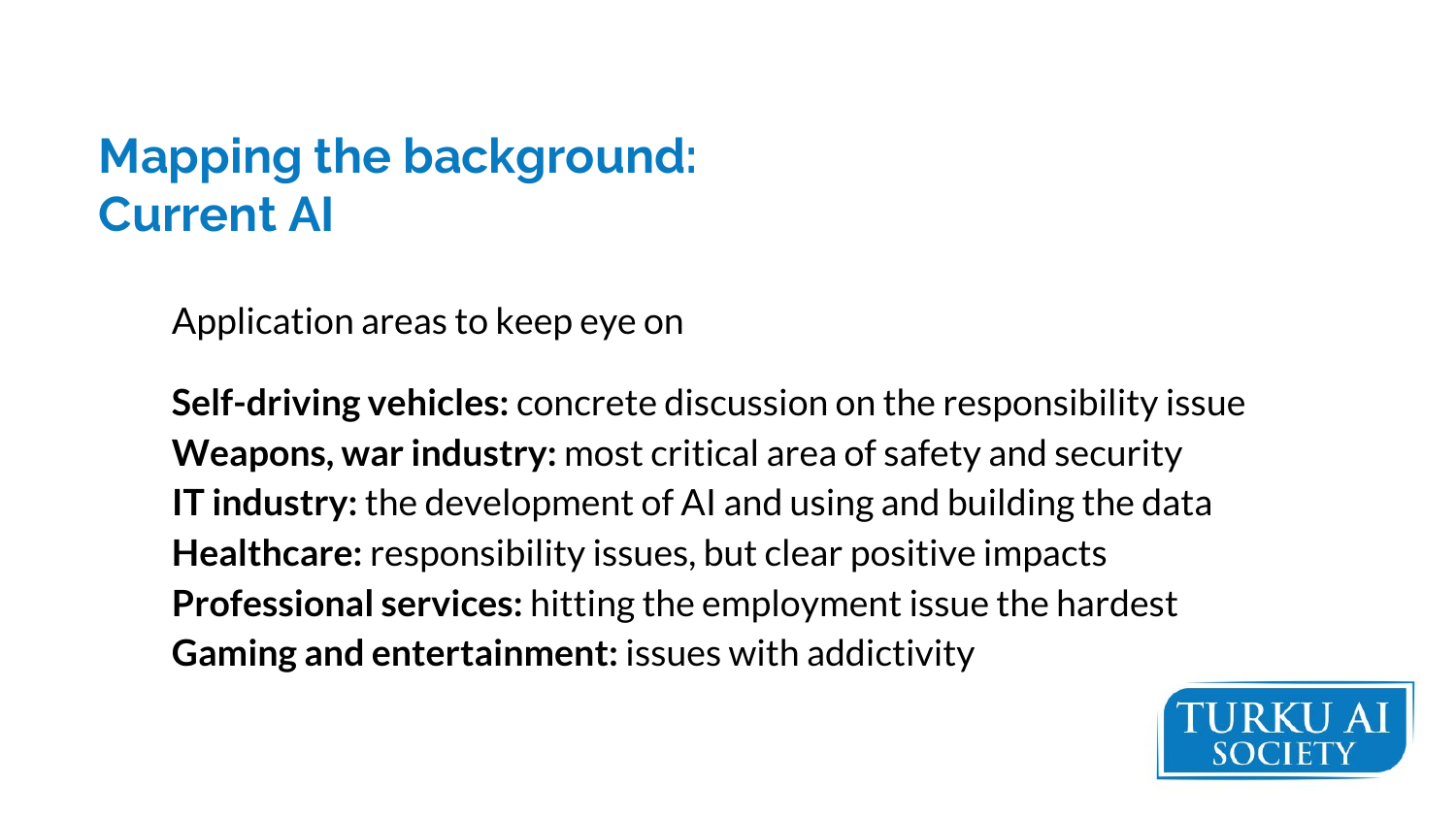# Mapping the background: Current AI

Application areas to keep eye on

**Self-driving vehicles:** concrete discussion on the responsibility issue
**Weapons, war industry:** most critical area of safety and security
**IT industry:** the development of AI and using and building the data
**Healthcare:** responsibility issues, but clear positive impacts
**Professional services:** hitting the employment issue the hardest
**Gaming and entertainment:** issues with addictivity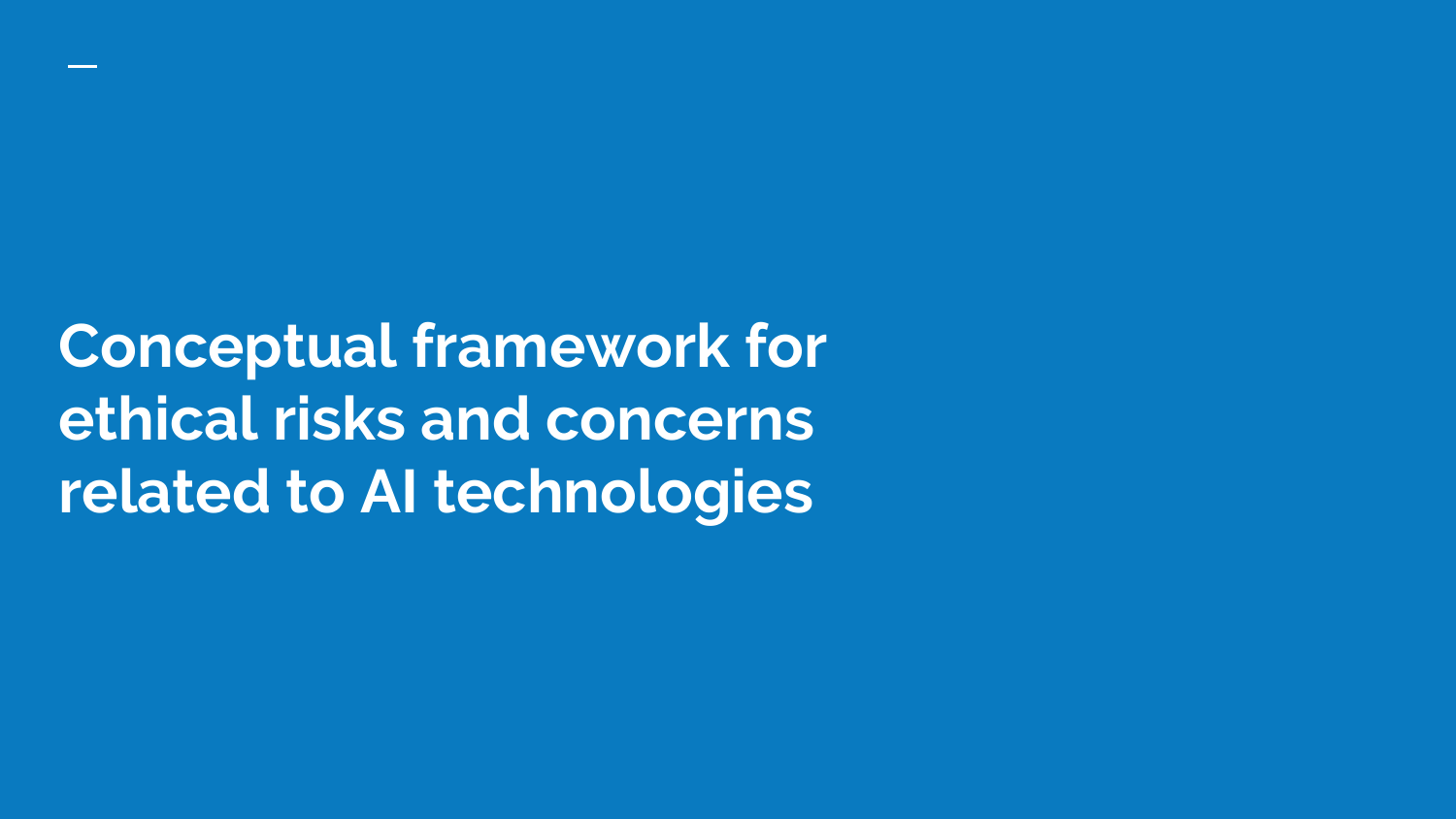# Conceptual framework for ethical risks and concerns related to AI technologies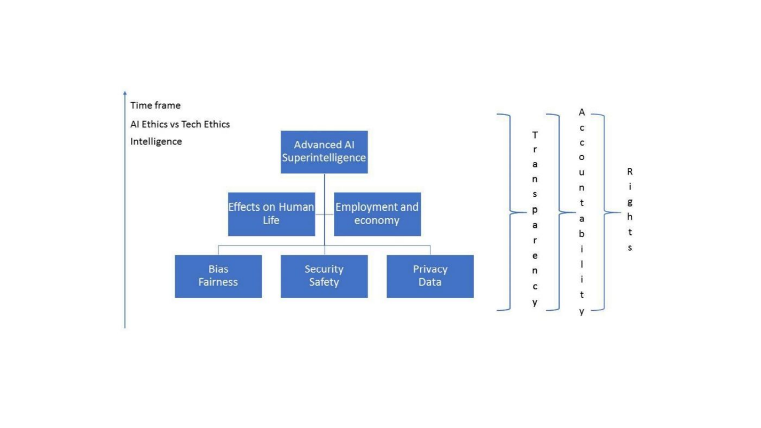Time frame

AI Ethics vs Tech Ethics

Intelligence

Advanced AI Superintelligence

Effects on Human Life

Employment and economy

Bias Fairness

Security Safety

Privacy Data

Transparency

Accountability

Rights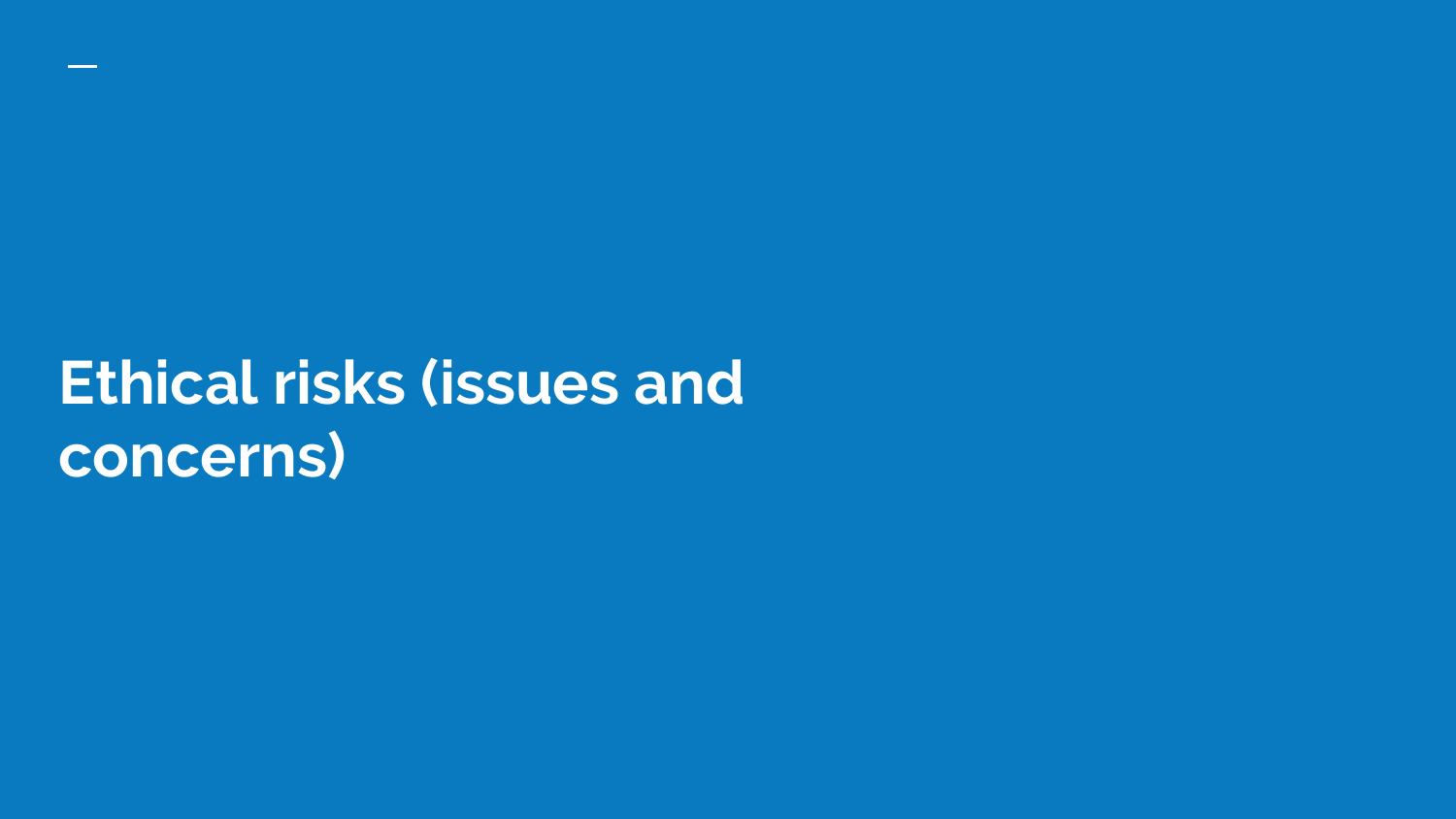# Ethical risks (issues and concerns)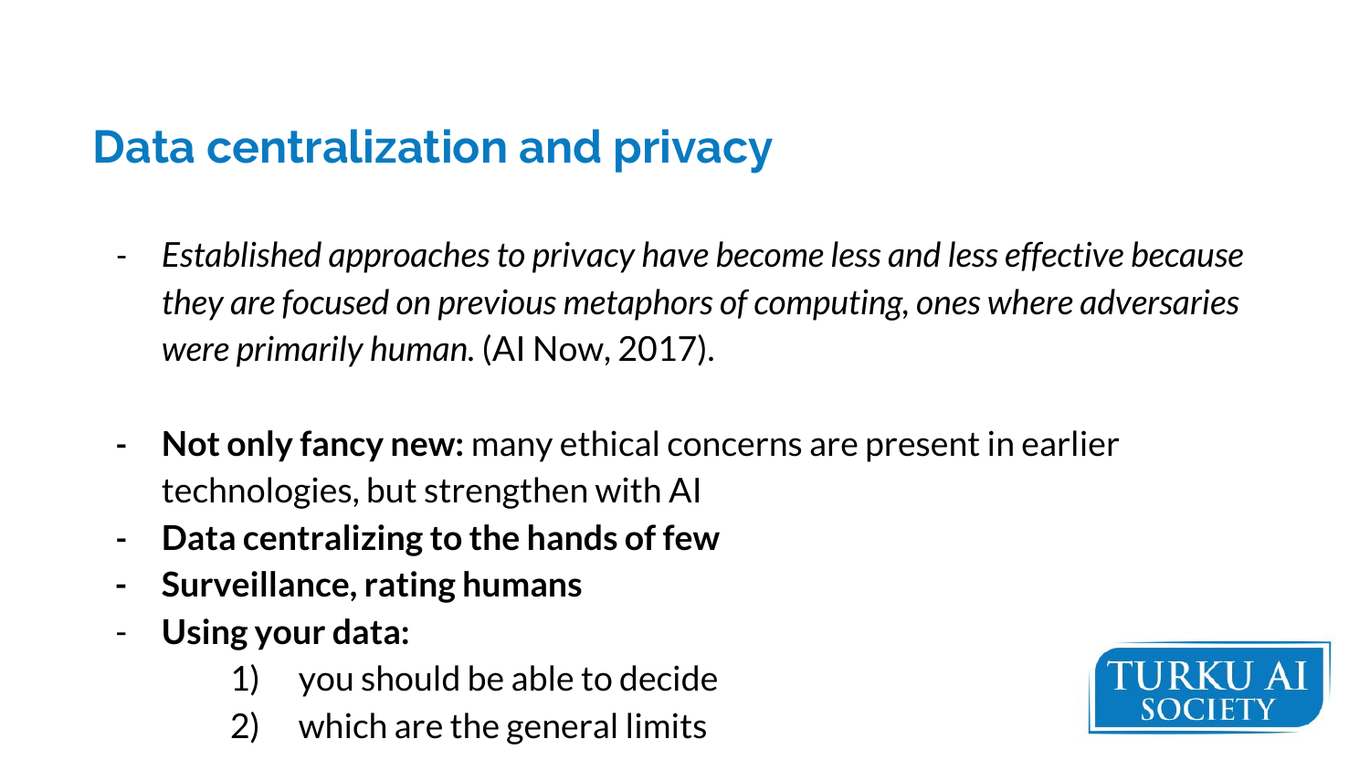## Data centralization and privacy

- *Established approaches to privacy have become less and less effective because they are focused on previous metaphors of computing, ones where adversaries were primarily human.* (AI Now, 2017).

- **Not only fancy new:** many ethical concerns are present in earlier technologies, but strengthen with AI
- **Data centralizing to the hands of few**
- **Surveillance, rating humans**
- **Using your data:**
    1) you should be able to decide
    2) which are the general limits

TURKU AI SOCIETY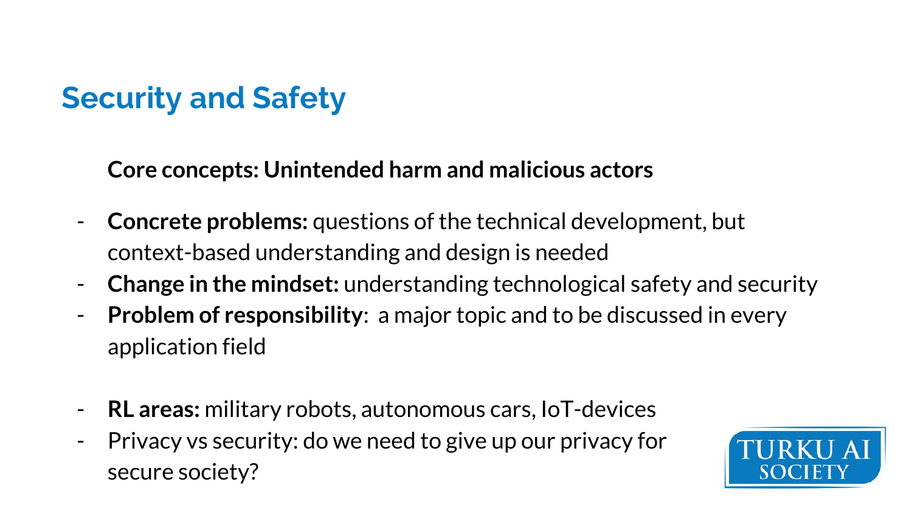## Security and Safety

**Core concepts: Unintended harm and malicious actors**

- **Concrete problems:** questions of the technical development, but context-based understanding and design is needed
- **Change in the mindset:** understanding technological safety and security
- **Problem of responsibility**: a major topic and to be discussed in every application field

- **RL areas:** military robots, autonomous cars, IoT-devices
- Privacy vs security: do we need to give up our privacy for secure society?

TURKU AI SOCIETY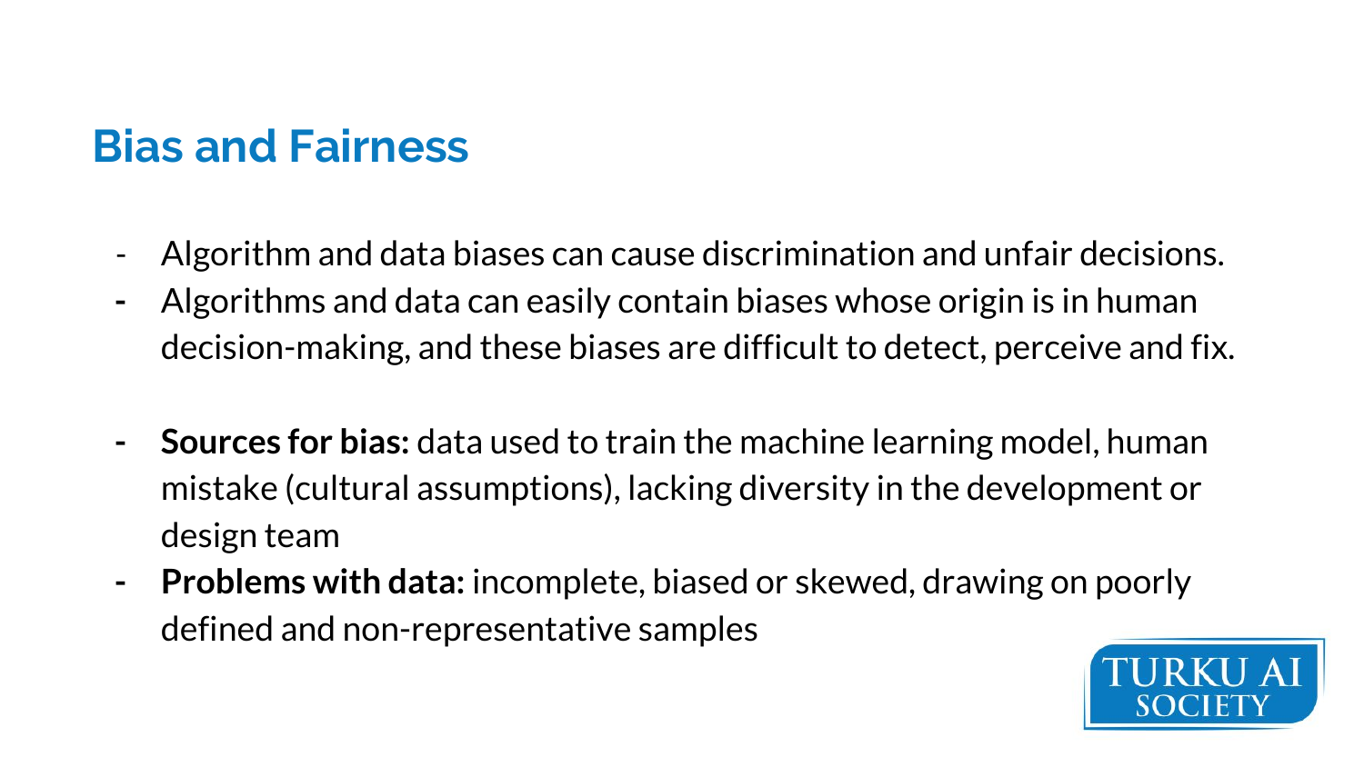## Bias and Fairness

- Algorithm and data biases can cause discrimination and unfair decisions.
- Algorithms and data can easily contain biases whose origin is in human decision-making, and these biases are difficult to detect, perceive and fix.

- **Sources for bias:** data used to train the machine learning model, human mistake (cultural assumptions), lacking diversity in the development or design team
- **Problems with data:** incomplete, biased or skewed, drawing on poorly defined and non-representative samples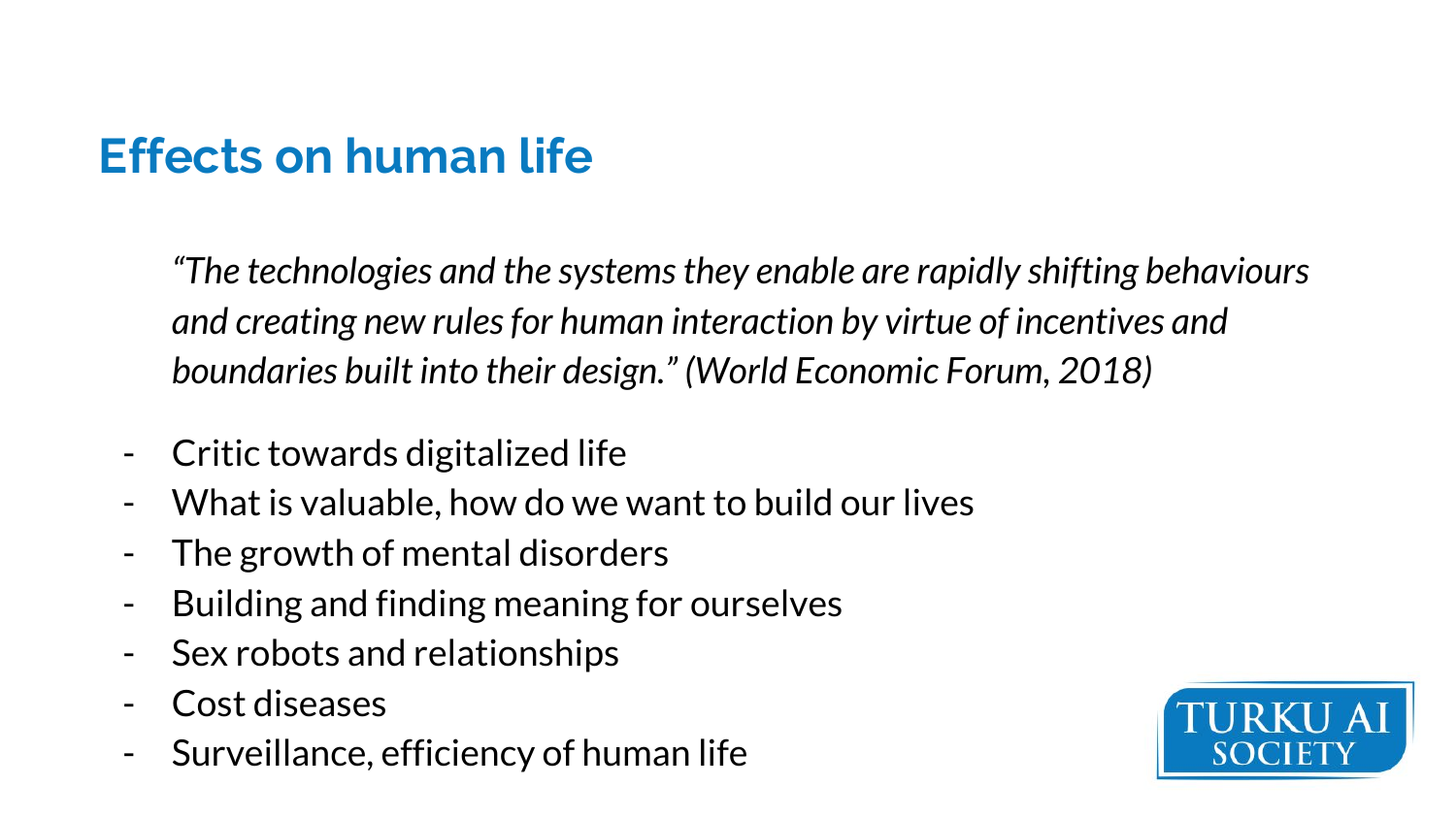## Effects on human life

*"The technologies and the systems they enable are rapidly shifting behaviours and creating new rules for human interaction by virtue of incentives and boundaries built into their design."* (World Economic Forum, 2018)

- Critic towards digitalized life
- What is valuable, how do we want to build our lives
- The growth of mental disorders
- Building and finding meaning for ourselves
- Sex robots and relationships
- Cost diseases
- Surveillance, efficiency of human life

TURKU AI SOCIETY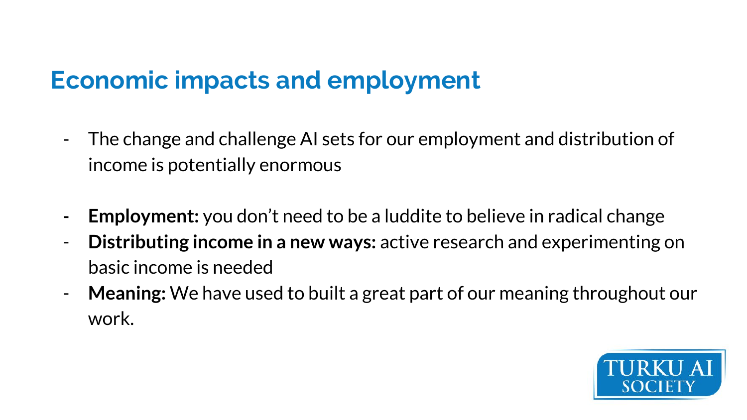## Economic impacts and employment

- The change and challenge AI sets for our employment and distribution of income is potentially enormous

- **Employment:** you don't need to be a luddite to believe in radical change
- **Distributing income in a new ways:** active research and experimenting on basic income is needed
- **Meaning:** We have used to built a great part of our meaning throughout our work.

TURKU AI SOCIETY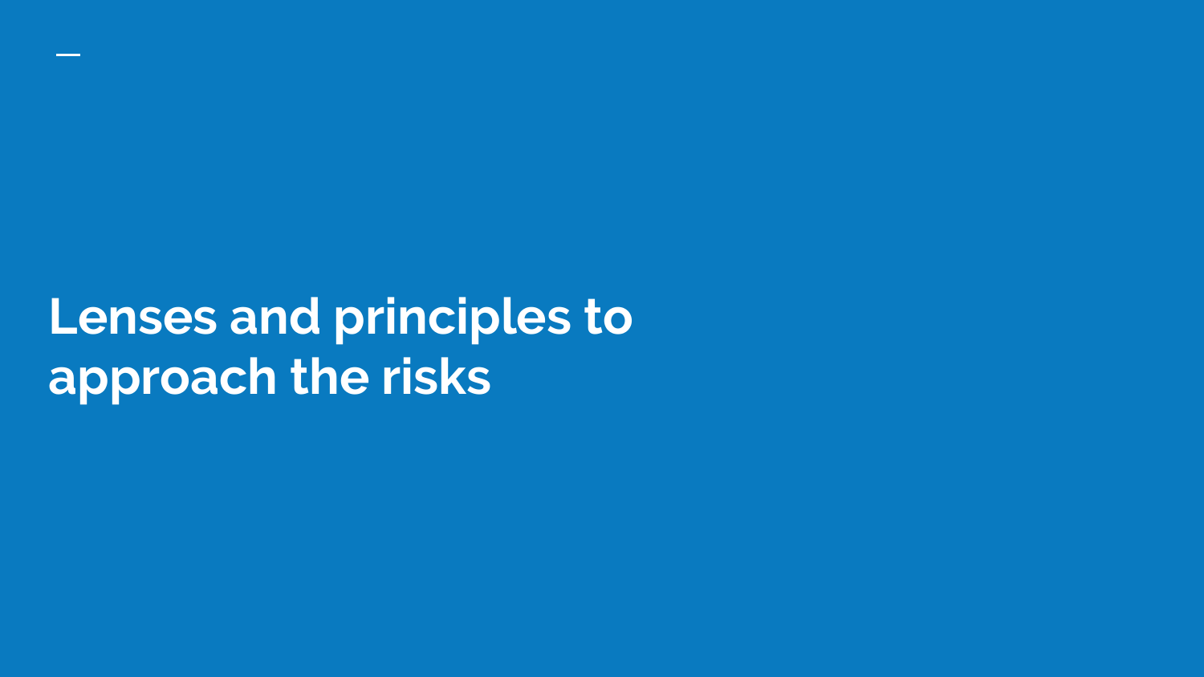# Lenses and principles to approach the risks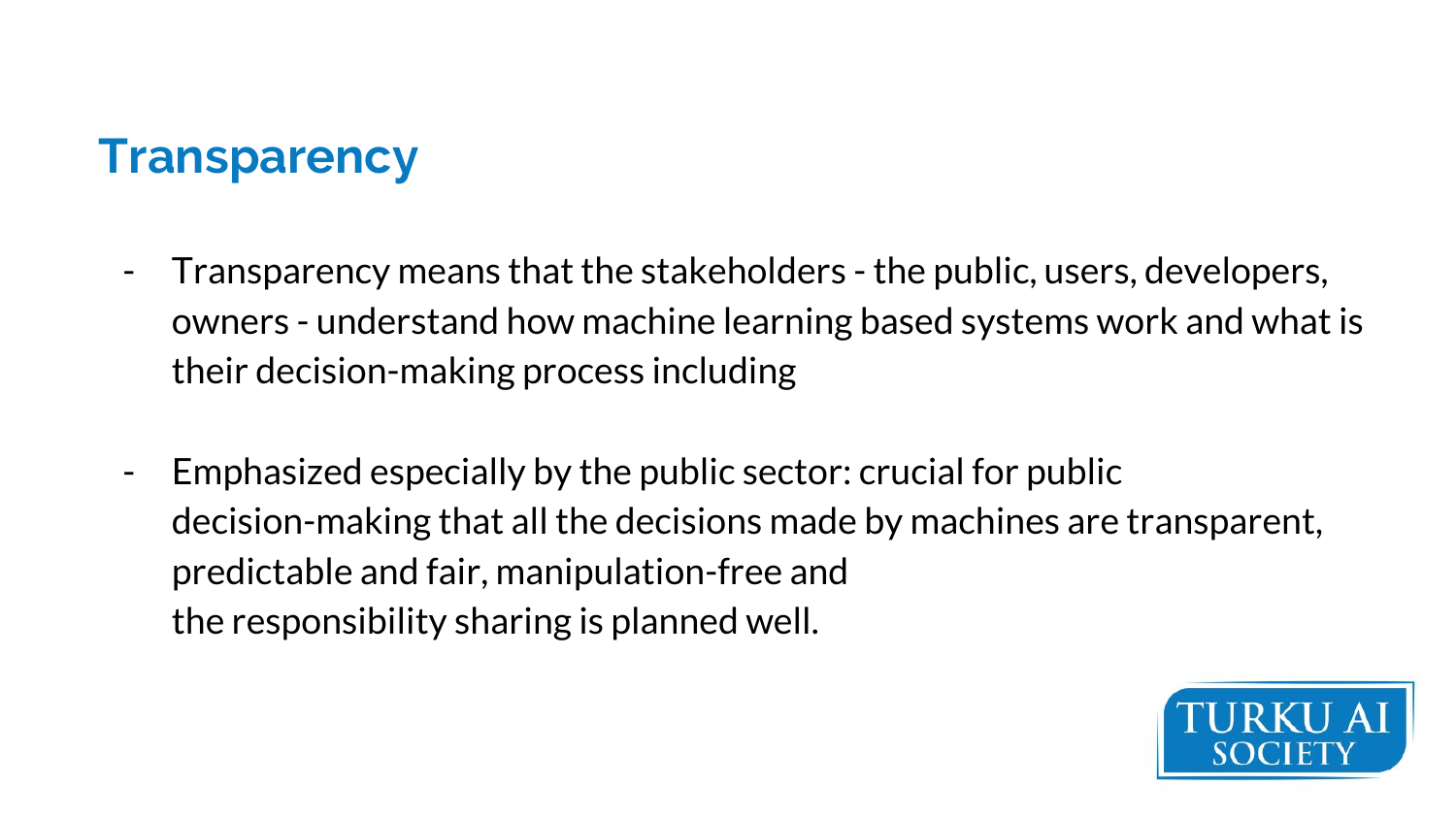## Transparency

- Transparency means that the stakeholders - the public, users, developers, owners - understand how machine learning based systems work and what is their decision-making process including

- Emphasized especially by the public sector: crucial for public decision-making that all the decisions made by machines are transparent, predictable and fair, manipulation-free and the responsibility sharing is planned well.

TURKU AI SOCIETY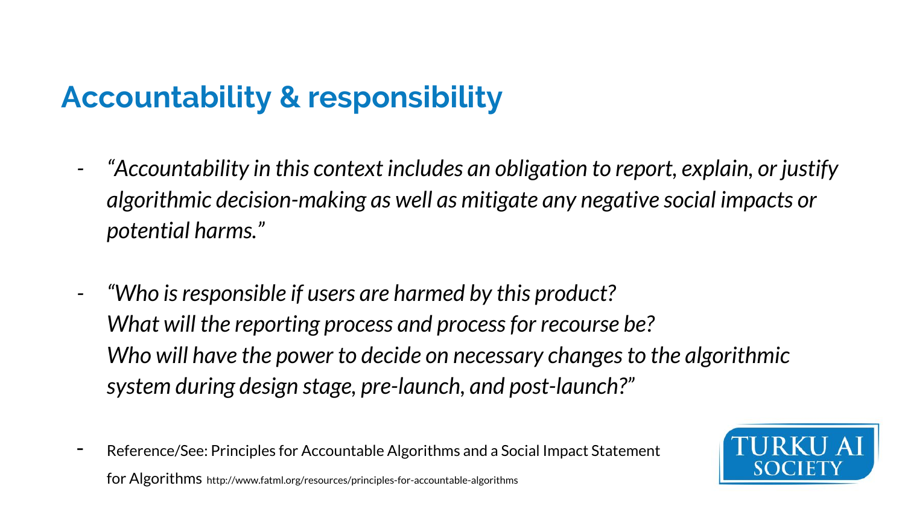## Accountability & responsibility

- *"Accountability in this context includes an obligation to report, explain, or justify algorithmic decision-making as well as mitigate any negative social impacts or potential harms."*

- *"Who is responsible if users are harmed by this product?*
  *What will the reporting process and process for recourse be?*
  *Who will have the power to decide on necessary changes to the algorithmic system during design stage, pre-launch, and post-launch?"*

- Reference/See: Principles for Accountable Algorithms and a Social Impact Statement for Algorithms http://www.fatml.org/resources/principles-for-accountable-algorithms

TURKU AI SOCIETY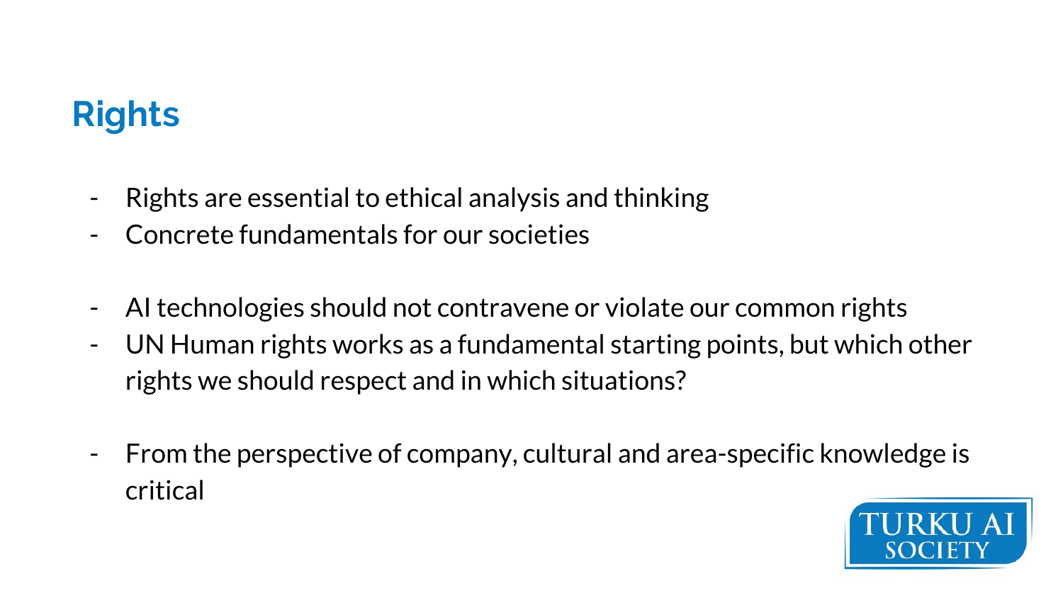# Rights

- Rights are essential to ethical analysis and thinking
- Concrete fundamentals for our societies

- AI technologies should not contravene or violate our common rights
- UN Human rights works as a fundamental starting points, but which other rights we should respect and in which situations?

- From the perspective of company, cultural and area-specific knowledge is critical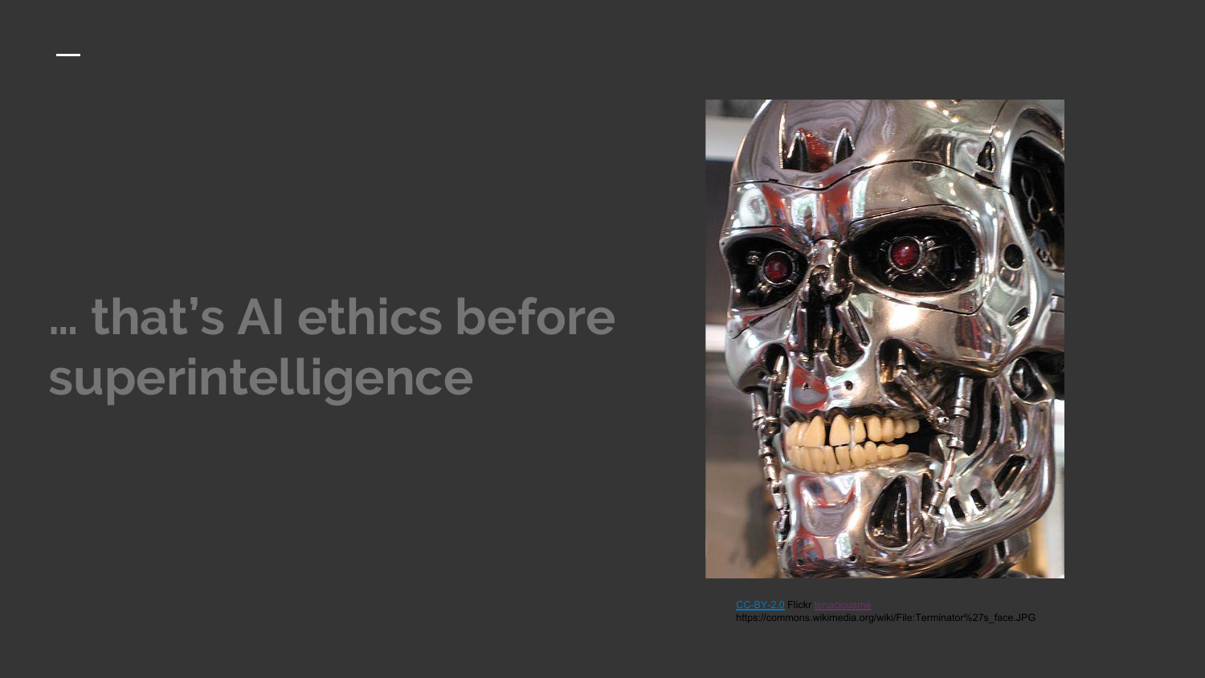# ... that's AI ethics before superintelligence

CC-BY-2.0 Flickr tenaciousme
https://commons.wikimedia.org/wiki/File:Terminator%27s_face.JPG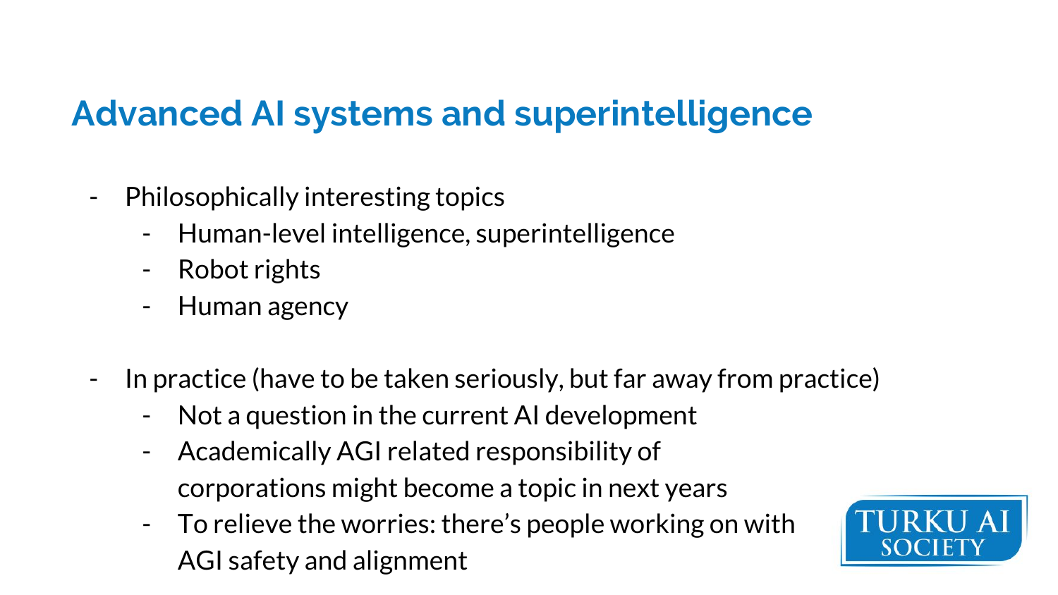## Advanced AI systems and superintelligence

- Philosophically interesting topics
    - Human-level intelligence, superintelligence
    - Robot rights
    - Human agency

- In practice (have to be taken seriously, but far away from practice)
    - Not a question in the current AI development
    - Academically AGI related responsibility of corporations might become a topic in next years
    - To relieve the worries: there's people working on with AGI safety and alignment

TURKU AI SOCIETY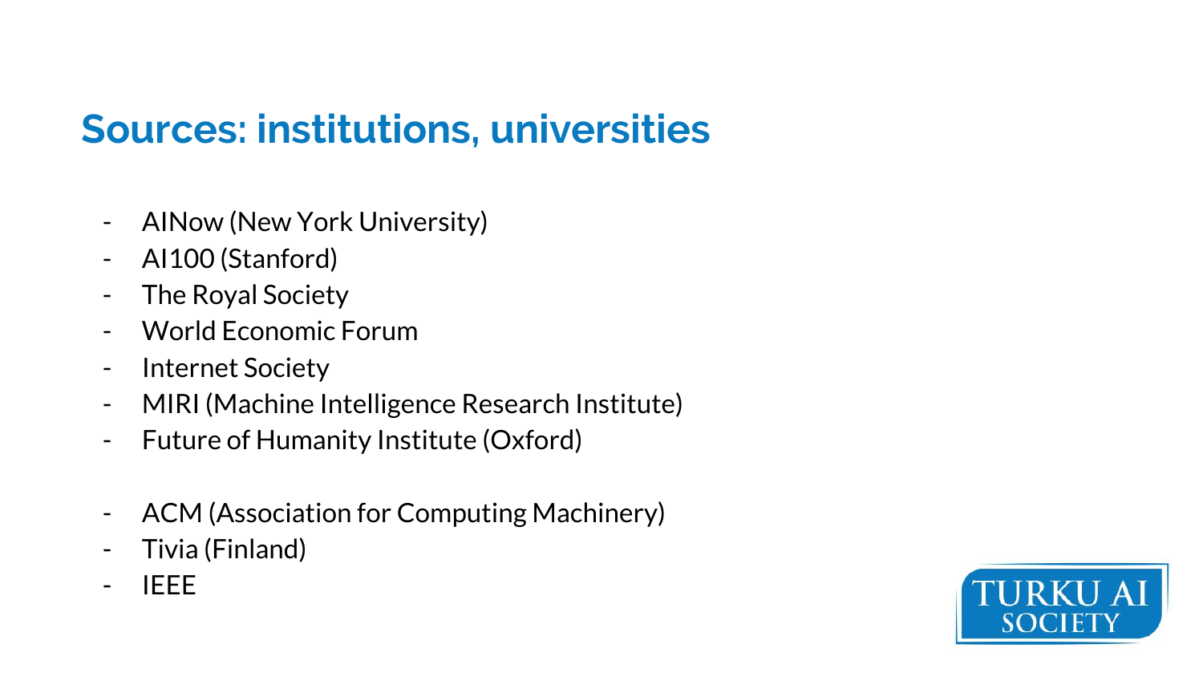## Sources: institutions, universities

- AINow (New York University)
- AI100 (Stanford)
- The Royal Society
- World Economic Forum
- Internet Society
- MIRI (Machine Intelligence Research Institute)
- Future of Humanity Institute (Oxford)

- ACM (Association for Computing Machinery)
- Tivia (Finland)
- IEEE

TURKU AI SOCIETY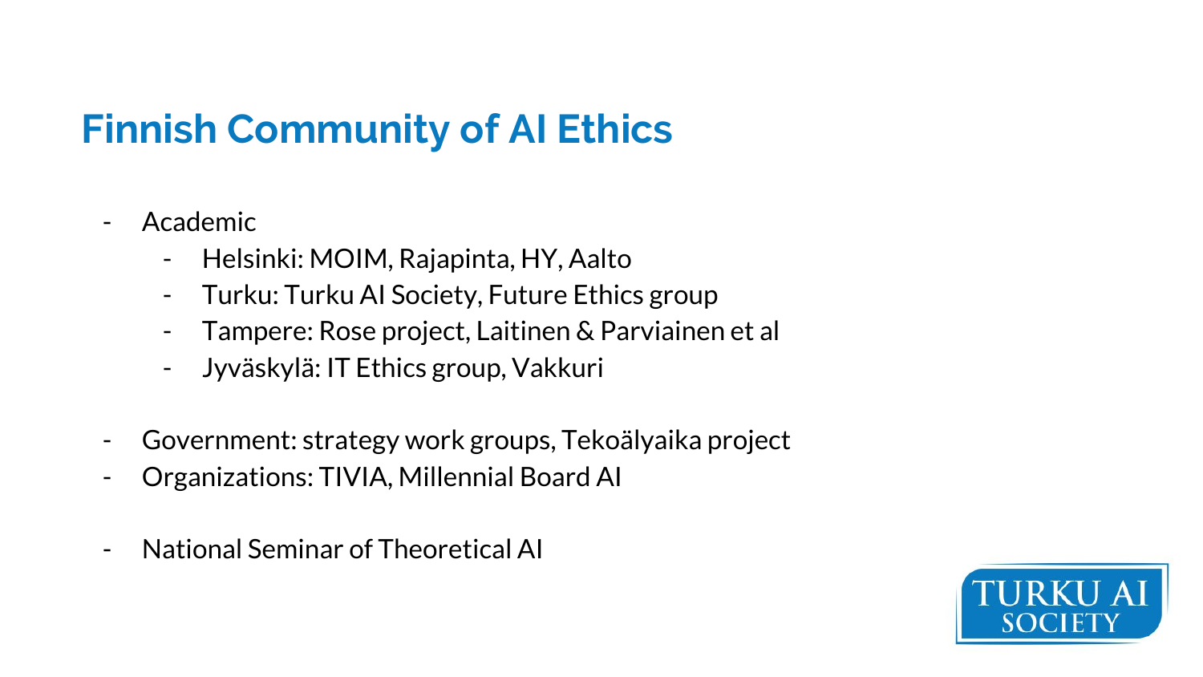# Finnish Community of AI Ethics

- Academic
  - Helsinki: MOIM, Rajapinta, HY, Aalto
  - Turku: Turku AI Society, Future Ethics group
  - Tampere: Rose project, Laitinen & Parviainen et al
  - Jyväskylä: IT Ethics group, Vakkuri

- Government: strategy work groups, Tekoälyaika project
- Organizations: TIVIA, Millennial Board AI

- National Seminar of Theoretical AI

TURKU AI SOCIETY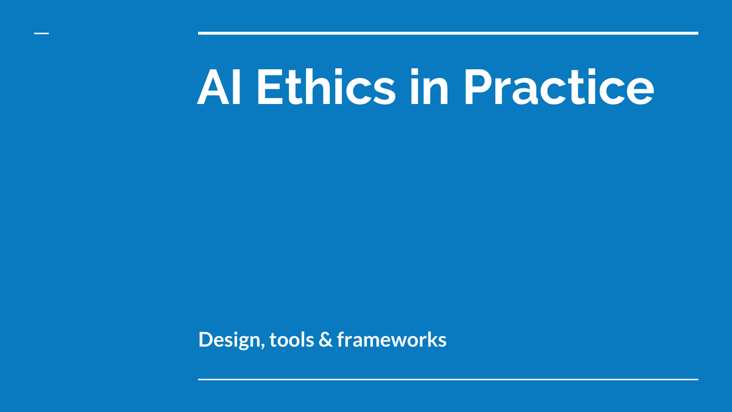# AI Ethics in Practice

**Design, tools & frameworks**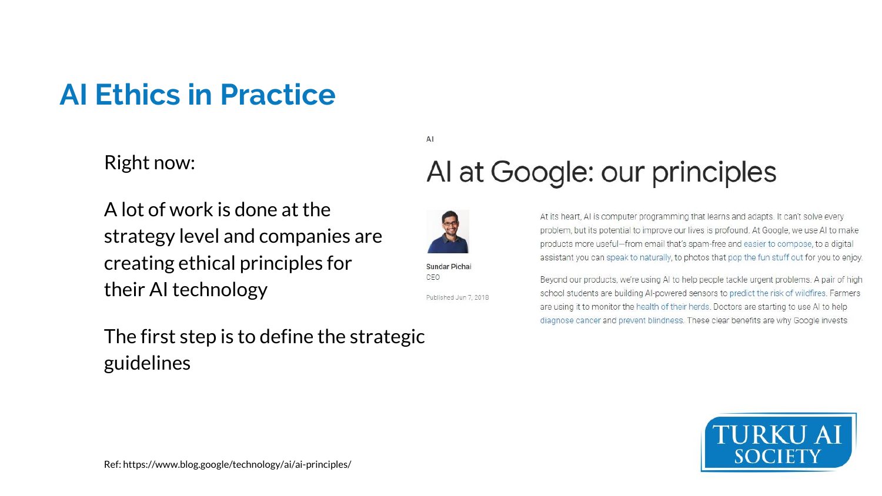# AI Ethics in Practice

Right now:

A lot of work is done at the strategy level and companies are creating ethical principles for their AI technology

The first step is to define the strategic guidelines

AI

## AI at Google: our principles

Sundar Pichai
CEO

Published Jun 7, 2018

At its heart, AI is computer programming that learns and adapts. It can't solve every problem, but its potential to improve our lives is profound. At Google, we use AI to make products more useful—from email that's spam-free and easier to compose, to a digital assistant you can speak to naturally, to photos that pop the fun stuff out for you to enjoy.

Beyond our products, we're using AI to help people tackle urgent problems. A pair of high school students are building AI-powered sensors to predict the risk of wildfires. Farmers are using it to monitor the health of their herds. Doctors are starting to use AI to help diagnose cancer and prevent blindness. These clear benefits are why Google invests

Ref: https://www.blog.google/technology/ai/ai-principles/

TURKU AI SOCIETY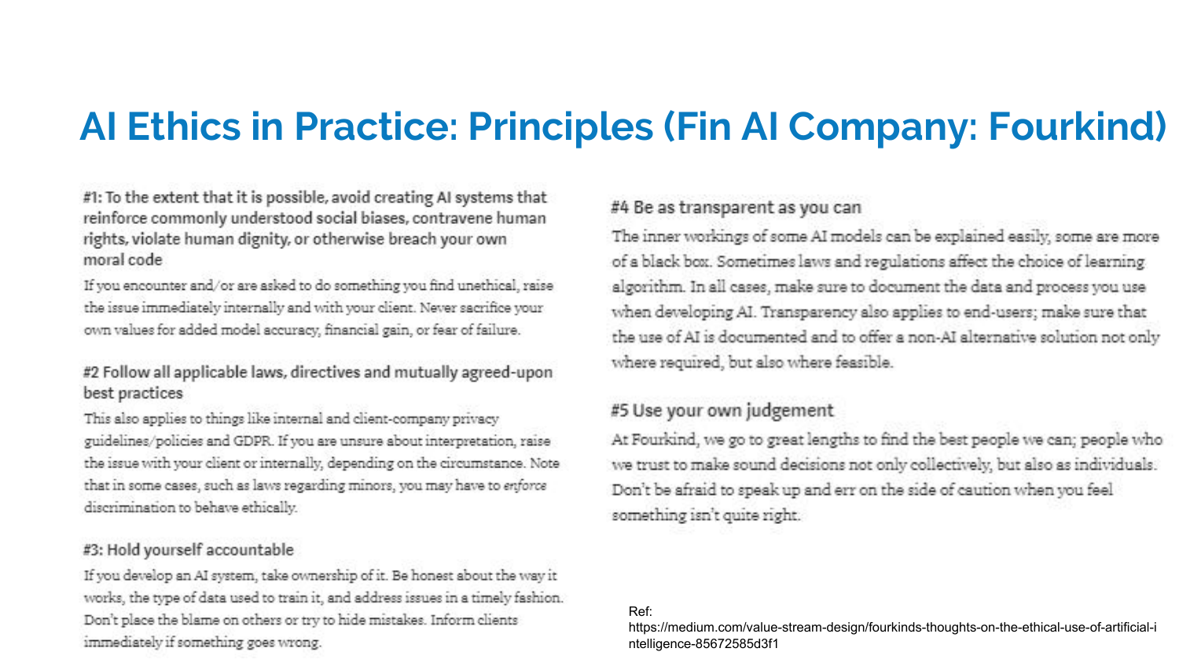# AI Ethics in Practice: Principles (Fin AI Company: Fourkind)

### #1: To the extent that it is possible, avoid creating AI systems that reinforce commonly understood social biases, contravene human rights, violate human dignity, or otherwise breach your own moral code

If you encounter and/or are asked to do something you find unethical, raise the issue immediately internally and with your client. Never sacrifice your own values for added model accuracy, financial gain, or fear of failure.

### #2 Follow all applicable laws, directives and mutually agreed-upon best practices

This also applies to things like internal and client-company privacy guidelines/policies and GDPR. If you are unsure about interpretation, raise the issue with your client or internally, depending on the circumstance. Note that in some cases, such as laws regarding minors, you may have to *enforce* discrimination to behave ethically.

### #3: Hold yourself accountable

If you develop an AI system, take ownership of it. Be honest about the way it works, the type of data used to train it, and address issues in a timely fashion. Don't place the blame on others or try to hide mistakes. Inform clients immediately if something goes wrong.

### #4 Be as transparent as you can

The inner workings of some AI models can be explained easily, some are more of a black box. Sometimes laws and regulations affect the choice of learning algorithm. In all cases, make sure to document the data and process you use when developing AI. Transparency also applies to end-users; make sure that the use of AI is documented and to offer a non-AI alternative solution not only where required, but also where feasible.

### #5 Use your own judgement

At Fourkind, we go to great lengths to find the best people we can; people who we trust to make sound decisions not only collectively, but also as individuals. Don't be afraid to speak up and err on the side of caution when you feel something isn't quite right.

Ref:
https://medium.com/value-stream-design/fourkinds-thoughts-on-the-ethical-use-of-artificial-intelligence-85672585d3f1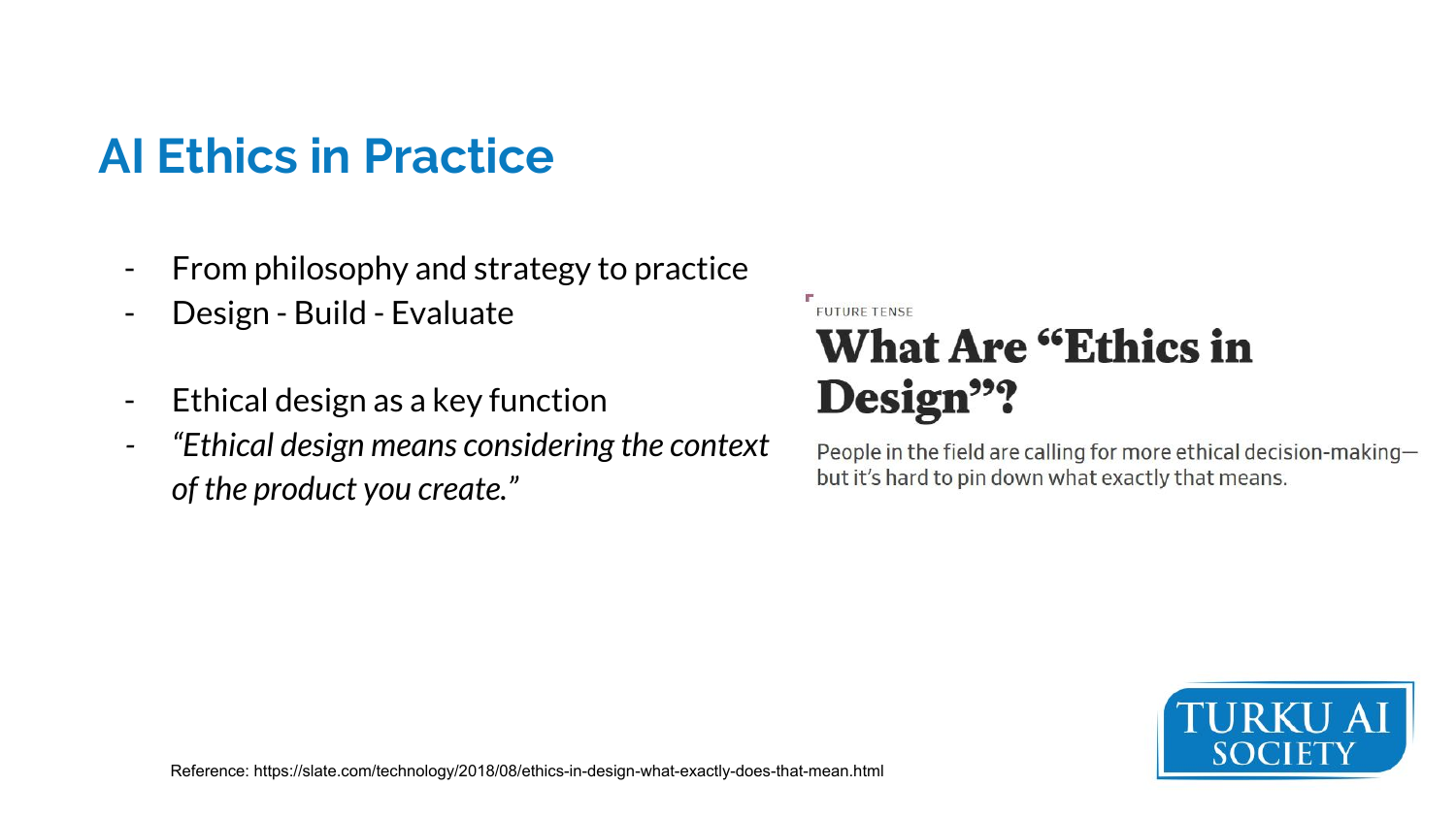# AI Ethics in Practice

- From philosophy and strategy to practice
- Design - Build - Evaluate

- Ethical design as a key function
- *"Ethical design means considering the context of the product you create."*

FUTURE TENSE

## What Are "Ethics in Design"?

People in the field are calling for more ethical decision-making—but it's hard to pin down what exactly that means.

Reference: https://slate.com/technology/2018/08/ethics-in-design-what-exactly-does-that-mean.html

TURKU AI SOCIETY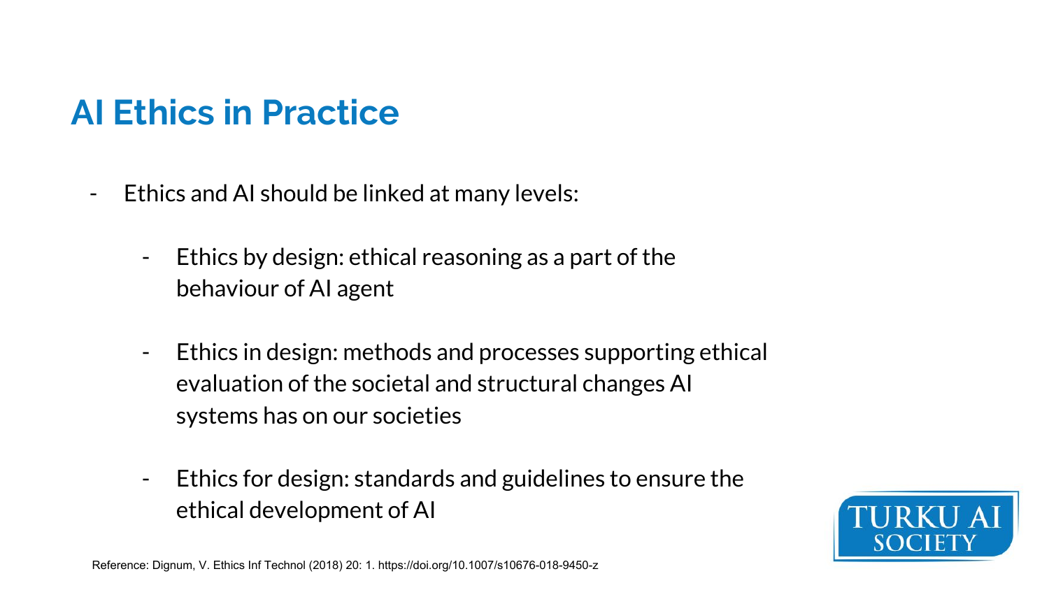## AI Ethics in Practice

- Ethics and AI should be linked at many levels:
  - Ethics by design: ethical reasoning as a part of the behaviour of AI agent
  - Ethics in design: methods and processes supporting ethical evaluation of the societal and structural changes AI systems has on our societies
  - Ethics for design: standards and guidelines to ensure the ethical development of AI

Reference: Dignum, V. Ethics Inf Technol (2018) 20: 1. https://doi.org/10.1007/s10676-018-9450-z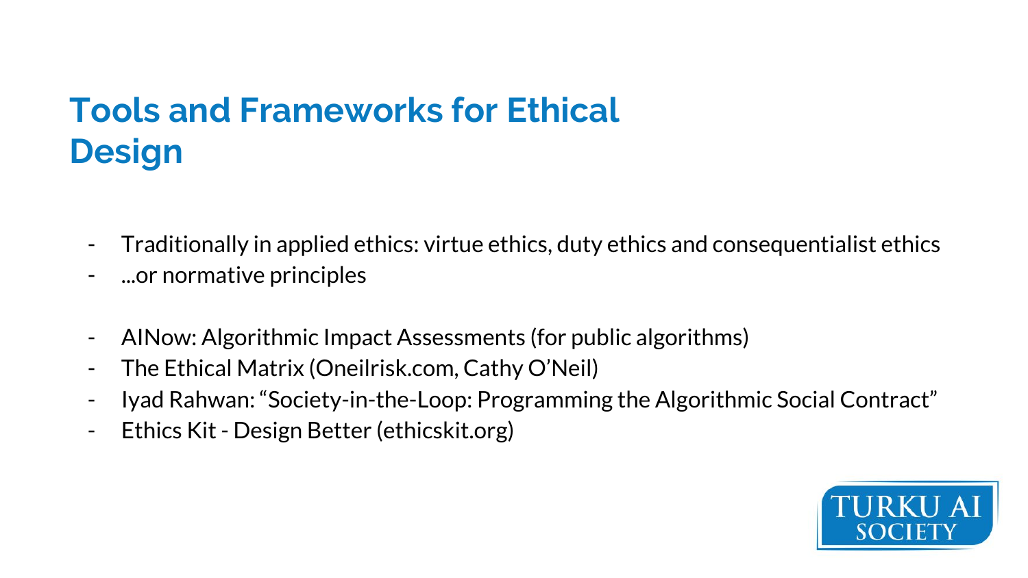# Tools and Frameworks for Ethical Design

- Traditionally in applied ethics: virtue ethics, duty ethics and consequentialist ethics
- ...or normative principles

- AINow: Algorithmic Impact Assessments (for public algorithms)
- The Ethical Matrix (Oneilrisk.com, Cathy O'Neil)
- Iyad Rahwan: "Society-in-the-Loop: Programming the Algorithmic Social Contract"
- Ethics Kit - Design Better (ethicskit.org)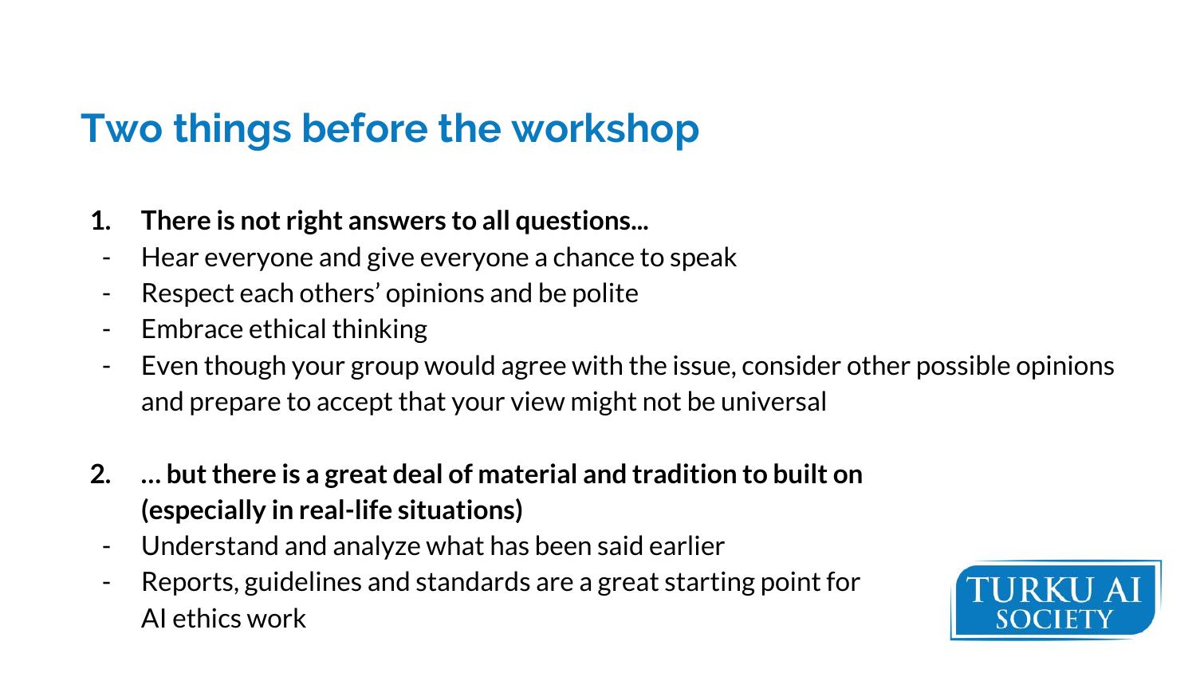## Two things before the workshop

1. **There is not right answers to all questions...**
   - Hear everyone and give everyone a chance to speak
   - Respect each others' opinions and be polite
   - Embrace ethical thinking
   - Even though your group would agree with the issue, consider other possible opinions and prepare to accept that your view might not be universal

2. **... but there is a great deal of material and tradition to built on (especially in real-life situations)**
   - Understand and analyze what has been said earlier
   - Reports, guidelines and standards are a great starting point for AI ethics work

TURKU AI SOCIETY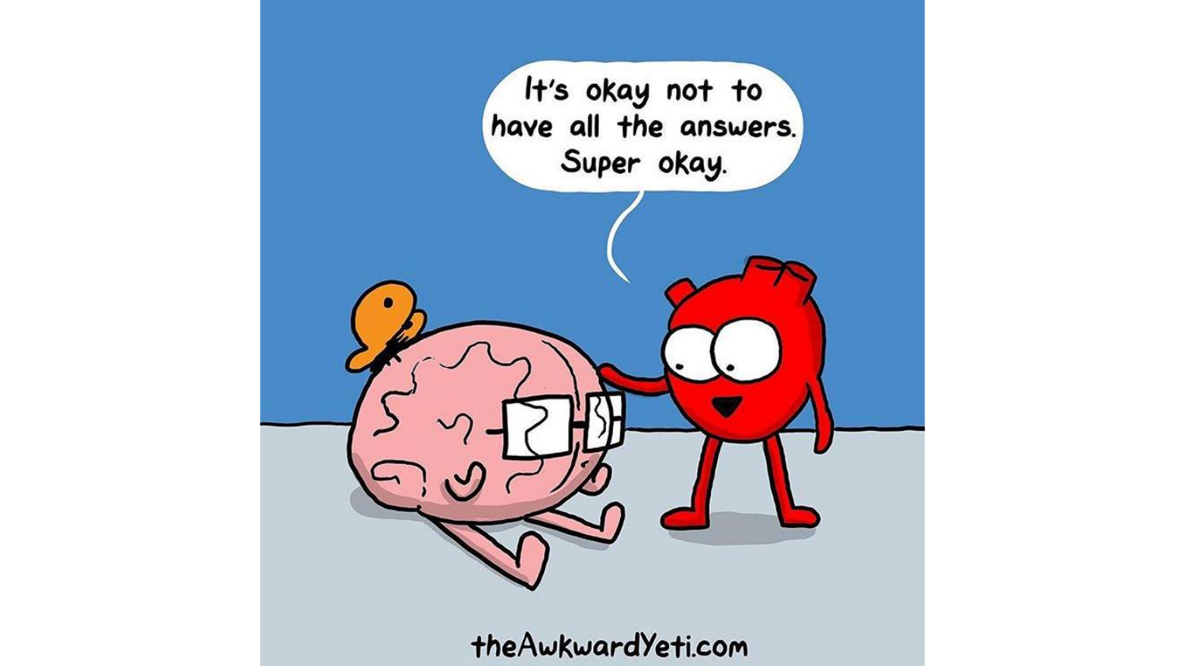It's okay not to have all the answers. Super okay.

theAwkwardYeti.com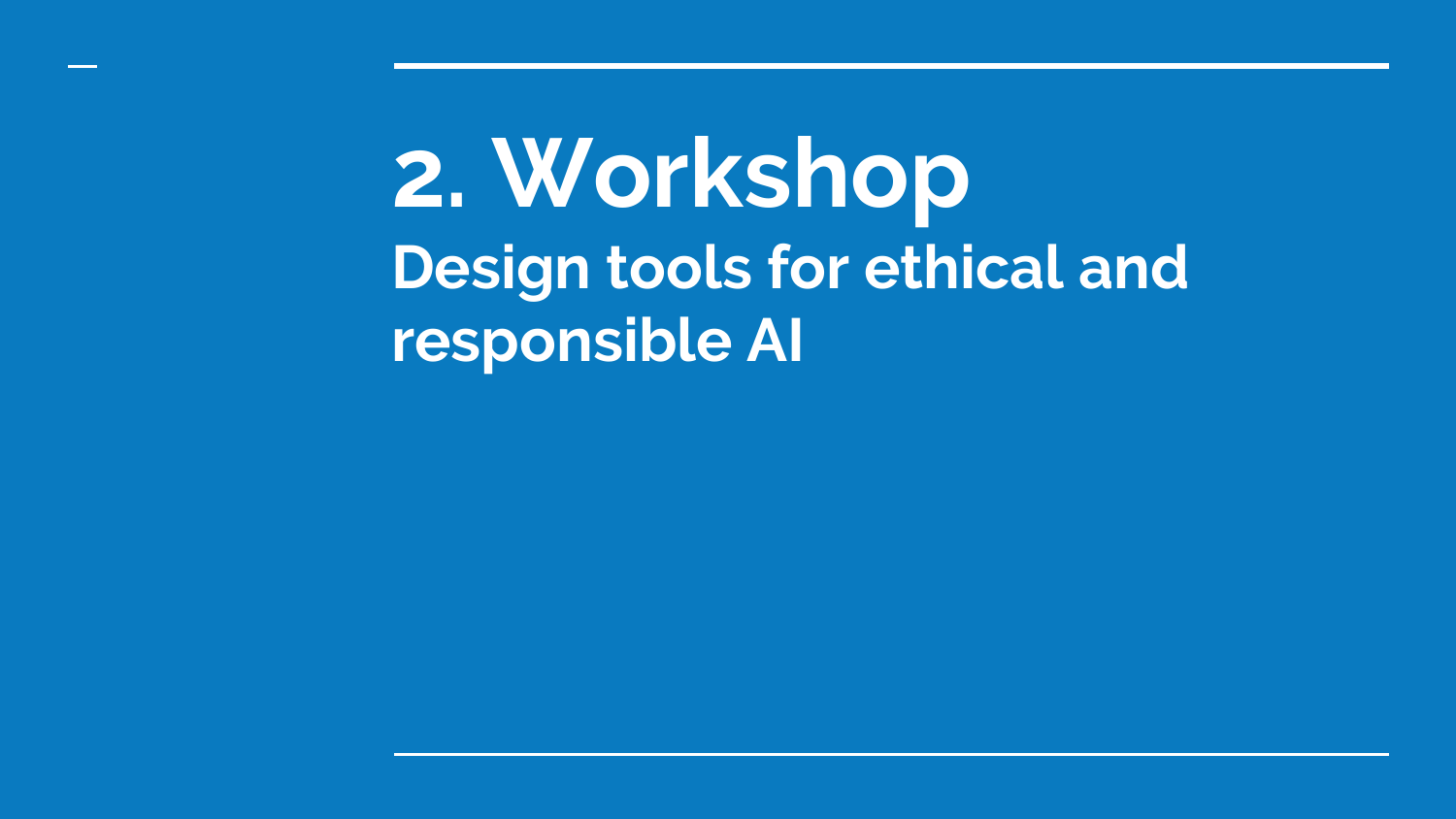# 2. Workshop

## Design tools for ethical and responsible AI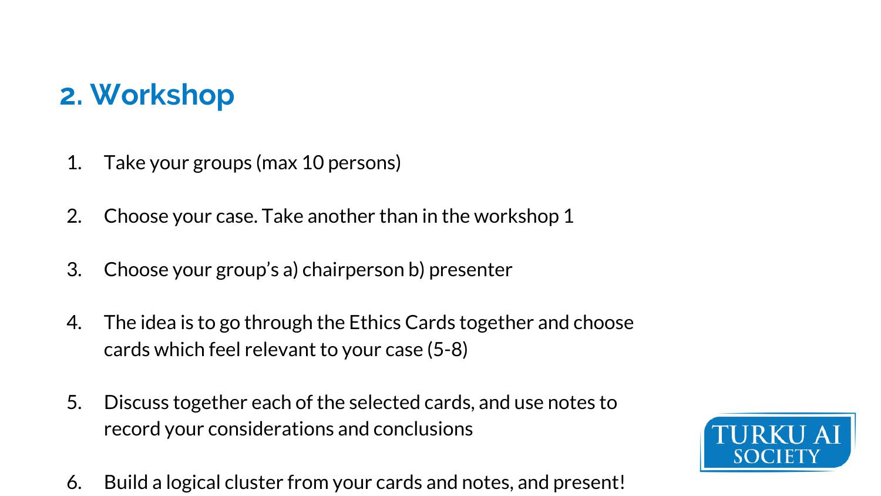## 2. Workshop

1. Take your groups (max 10 persons)

2. Choose your case. Take another than in the workshop 1

3. Choose your group's a) chairperson b) presenter

4. The idea is to go through the Ethics Cards together and choose cards which feel relevant to your case (5-8)

5. Discuss together each of the selected cards, and use notes to record your considerations and conclusions

6. Build a logical cluster from your cards and notes, and present!

TURKU AI SOCIETY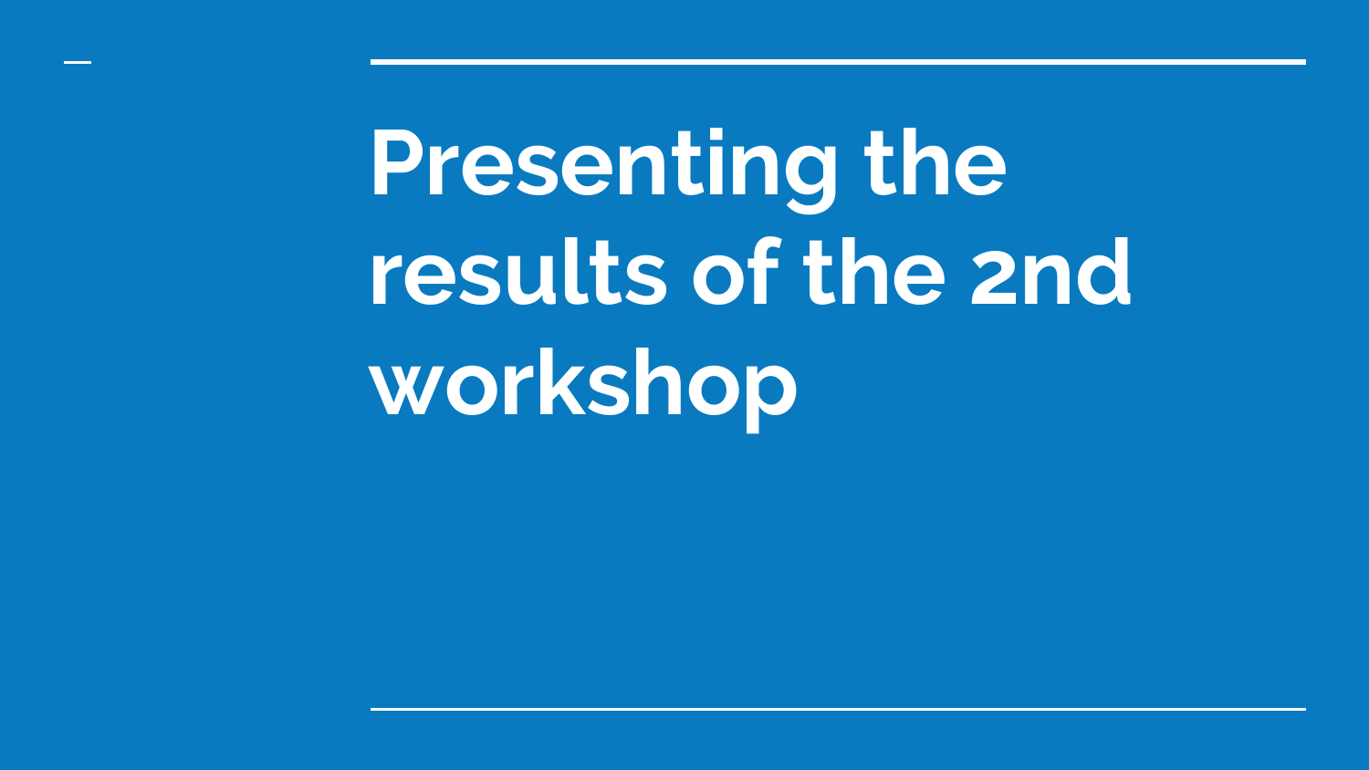# Presenting the results of the 2nd workshop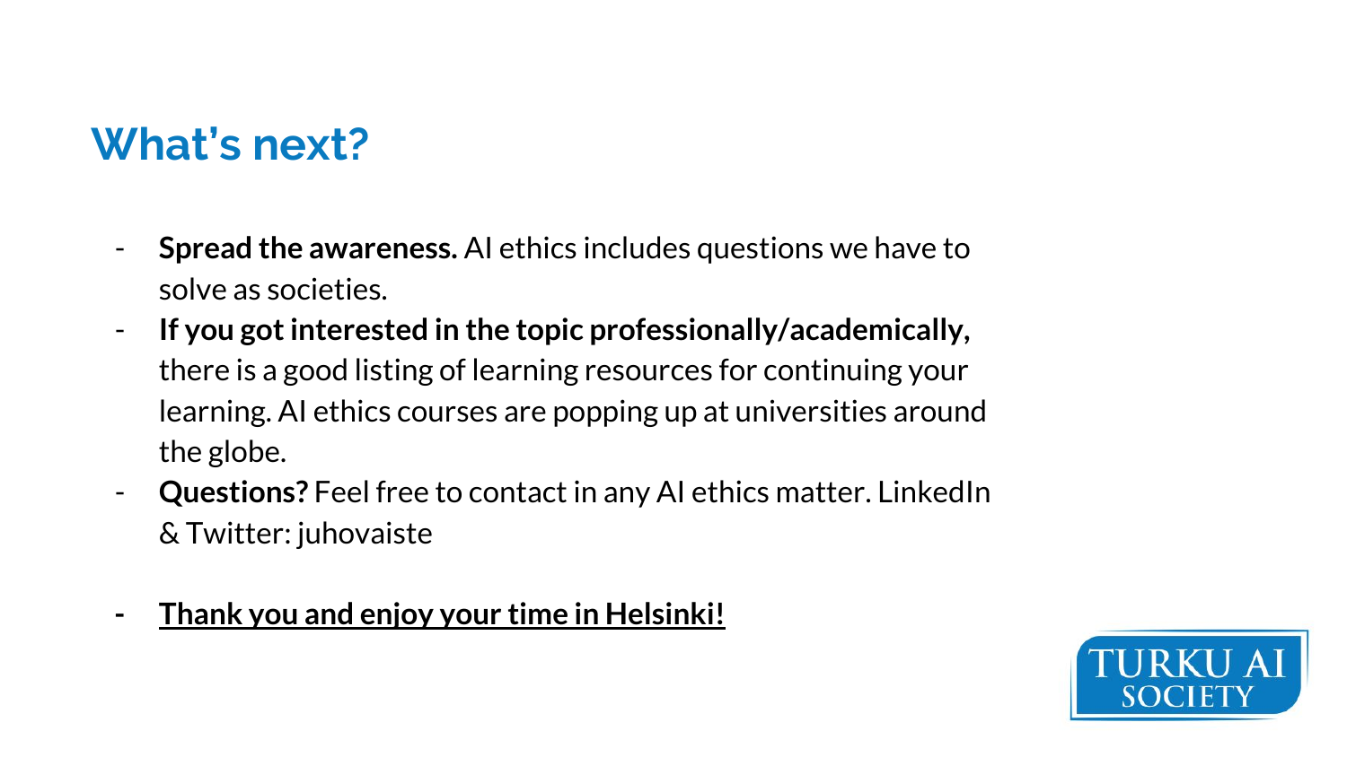## What's next?

- **Spread the awareness.** AI ethics includes questions we have to solve as societies.
- **If you got interested in the topic professionally/academically,** there is a good listing of learning resources for continuing your learning. AI ethics courses are popping up at universities around the globe.
- **Questions?** Feel free to contact in any AI ethics matter. LinkedIn & Twitter: juhovaiste

- **Thank you and enjoy your time in Helsinki!**

TURKU AI SOCIETY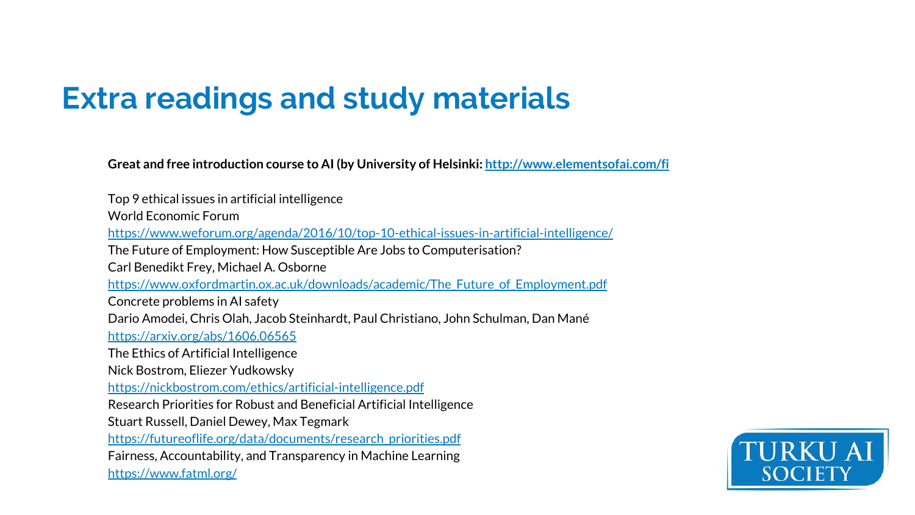# Extra readings and study materials

**Great and free introduction course to AI (by University of Helsinki: http://www.elementsofai.com/fi**

Top 9 ethical issues in artificial intelligence
World Economic Forum
https://www.weforum.org/agenda/2016/10/top-10-ethical-issues-in-artificial-intelligence/
The Future of Employment: How Susceptible Are Jobs to Computerisation?
Carl Benedikt Frey, Michael A. Osborne
https://www.oxfordmartin.ox.ac.uk/downloads/academic/The_Future_of_Employment.pdf
Concrete problems in AI safety
Dario Amodei, Chris Olah, Jacob Steinhardt, Paul Christiano, John Schulman, Dan Mané
https://arxiv.org/abs/1606.06565
The Ethics of Artificial Intelligence
Nick Bostrom, Eliezer Yudkowsky
https://nickbostrom.com/ethics/artificial-intelligence.pdf
Research Priorities for Robust and Beneficial Artificial Intelligence
Stuart Russell, Daniel Dewey, Max Tegmark
https://futureoflife.org/data/documents/research_priorities.pdf
Fairness, Accountability, and Transparency in Machine Learning
https://www.fatml.org/

TURKU AI SOCIETY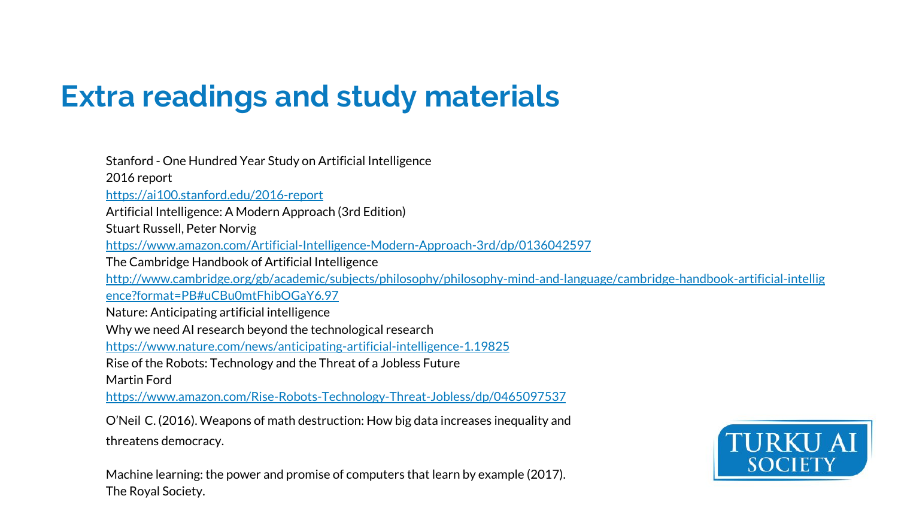# Extra readings and study materials

Stanford - One Hundred Year Study on Artificial Intelligence
2016 report
https://ai100.stanford.edu/2016-report

Artificial Intelligence: A Modern Approach (3rd Edition)
Stuart Russell, Peter Norvig
https://www.amazon.com/Artificial-Intelligence-Modern-Approach-3rd/dp/0136042597

The Cambridge Handbook of Artificial Intelligence
http://www.cambridge.org/gb/academic/subjects/philosophy/philosophy-mind-and-language/cambridge-handbook-artificial-intelligence?format=PB#uCBu0mtFhibOGaY6.97

Nature: Anticipating artificial intelligence
Why we need AI research beyond the technological research
https://www.nature.com/news/anticipating-artificial-intelligence-1.19825

Rise of the Robots: Technology and the Threat of a Jobless Future
Martin Ford
https://www.amazon.com/Rise-Robots-Technology-Threat-Jobless/dp/0465097537

O'Neil C. (2016). Weapons of math destruction: How big data increases inequality and threatens democracy.

Machine learning: the power and promise of computers that learn by example (2017).
The Royal Society.

TURKU AI SOCIETY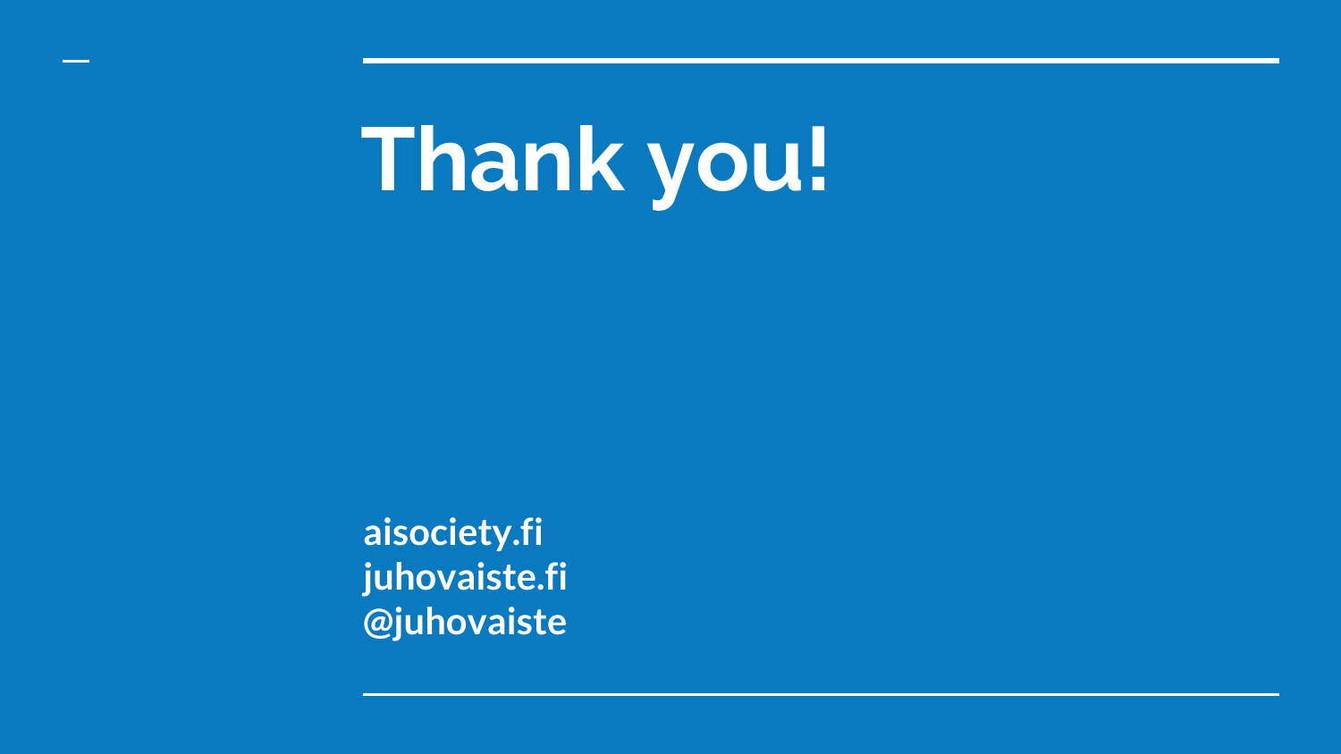# Thank you!

**aisociety.fi**
**juhovaiste.fi**
**@juhovaiste**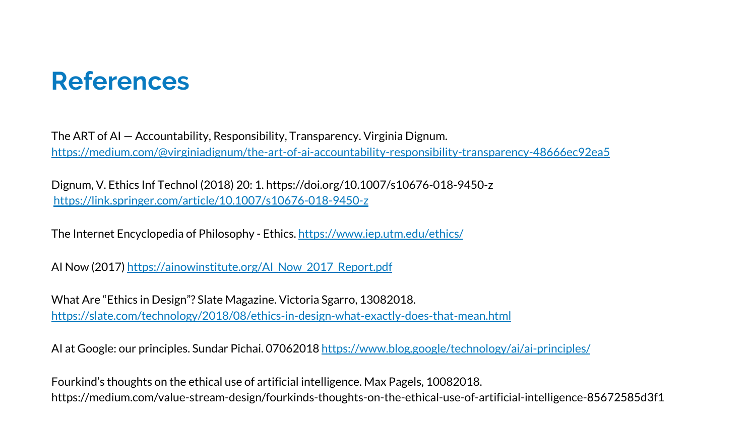# References

The ART of AI — Accountability, Responsibility, Transparency. Virginia Dignum.
https://medium.com/@virginiadignum/the-art-of-ai-accountability-responsibility-transparency-48666ec92ea5

Dignum, V. Ethics Inf Technol (2018) 20: 1. https://doi.org/10.1007/s10676-018-9450-z
https://link.springer.com/article/10.1007/s10676-018-9450-z

The Internet Encyclopedia of Philosophy - Ethics. https://www.iep.utm.edu/ethics/

AI Now (2017) https://ainowinstitute.org/AI_Now_2017_Report.pdf

What Are "Ethics in Design"? Slate Magazine. Victoria Sgarro, 13082018.
https://slate.com/technology/2018/08/ethics-in-design-what-exactly-does-that-mean.html

AI at Google: our principles. Sundar Pichai. 07062018 https://www.blog.google/technology/ai/ai-principles/

Fourkind's thoughts on the ethical use of artificial intelligence. Max Pagels, 10082018.
https://medium.com/value-stream-design/fourkinds-thoughts-on-the-ethical-use-of-artificial-intelligence-85672585d3f1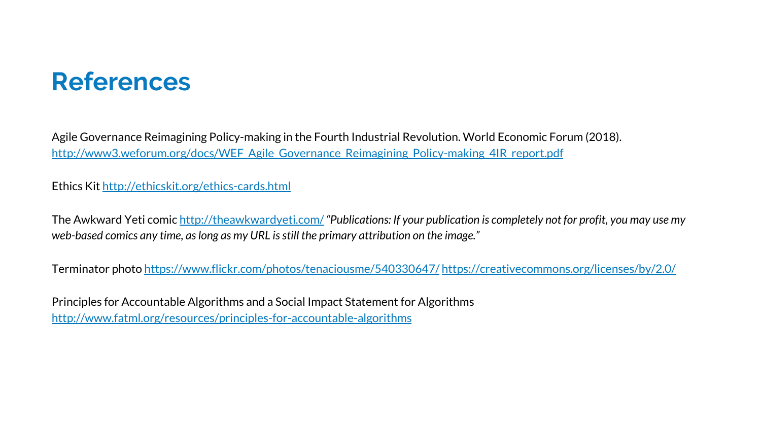# References

Agile Governance Reimagining Policy-making in the Fourth Industrial Revolution. World Economic Forum (2018). http://www3.weforum.org/docs/WEF_Agile_Governance_Reimagining_Policy-making_4IR_report.pdf

Ethics Kit http://ethicskit.org/ethics-cards.html

The Awkward Yeti comic http://theawkwardyeti.com/ *"Publications: If your publication is completely not for profit, you may use my web-based comics any time, as long as my URL is still the primary attribution on the image."*

Terminator photo https://www.flickr.com/photos/tenaciousme/540330647/ https://creativecommons.org/licenses/by/2.0/

Principles for Accountable Algorithms and a Social Impact Statement for Algorithms http://www.fatml.org/resources/principles-for-accountable-algorithms